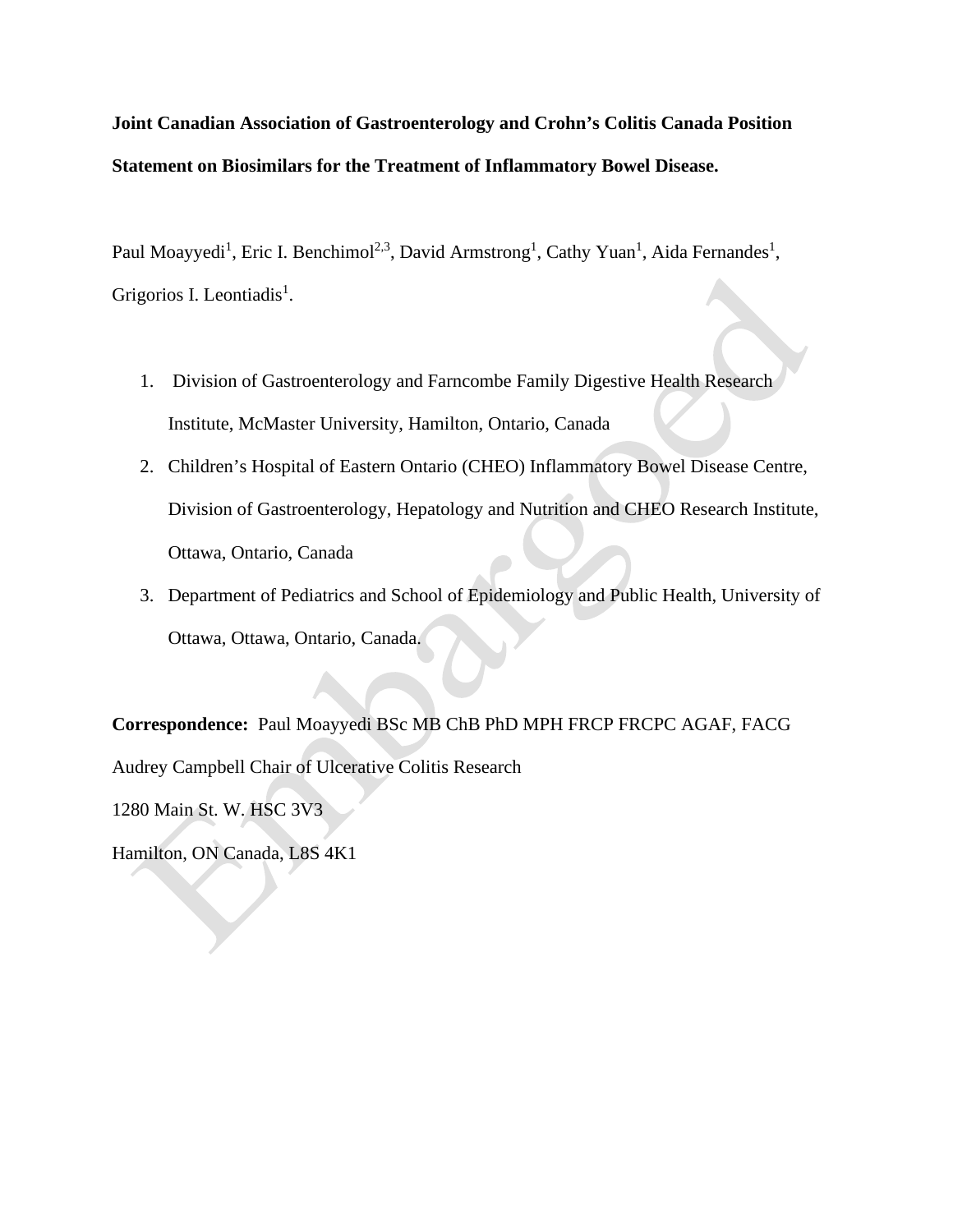**Joint Canadian Association of Gastroenterology and Crohn's Colitis Canada Position Statement on Biosimilars for the Treatment of Inflammatory Bowel Disease.**

Paul Moayyedi[1], Eric I. Benchimol[2,3], David Armstrong[1], Cathy Yuan[1], Aida Fernandes[1], Grigorios I. Leontiadis[1].

1. Division of Gastroenterology and Farncombe Family Digestive Health Research Institute, McMaster University, Hamilton, Ontario, Canada
2. Children's Hospital of Eastern Ontario (CHEO) Inflammatory Bowel Disease Centre, Division of Gastroenterology, Hepatology and Nutrition and CHEO Research Institute, Ottawa, Ontario, Canada
3. Department of Pediatrics and School of Epidemiology and Public Health, University of Ottawa, Ottawa, Ontario, Canada.

**Correspondence:** Paul Moayyedi BSc MB ChB PhD MPH FRCP FRCPC AGAF, FACG

Audrey Campbell Chair of Ulcerative Colitis Research

1280 Main St. W. HSC 3V3

Hamilton, ON Canada, L8S 4K1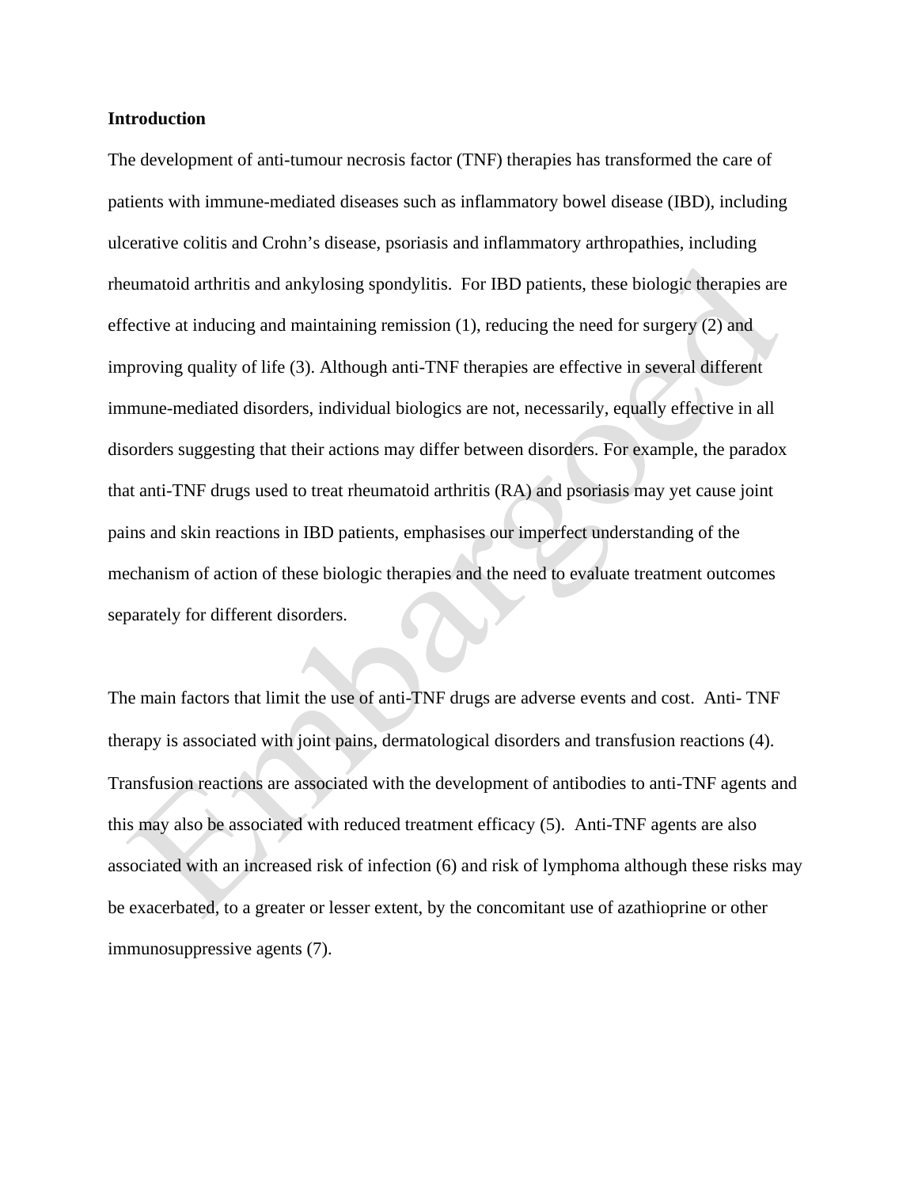**Introduction**

The development of anti-tumour necrosis factor (TNF) therapies has transformed the care of patients with immune-mediated diseases such as inflammatory bowel disease (IBD), including ulcerative colitis and Crohn's disease, psoriasis and inflammatory arthropathies, including rheumatoid arthritis and ankylosing spondylitis. For IBD patients, these biologic therapies are effective at inducing and maintaining remission (1), reducing the need for surgery (2) and improving quality of life (3). Although anti-TNF therapies are effective in several different immune-mediated disorders, individual biologics are not, necessarily, equally effective in all disorders suggesting that their actions may differ between disorders. For example, the paradox that anti-TNF drugs used to treat rheumatoid arthritis (RA) and psoriasis may yet cause joint pains and skin reactions in IBD patients, emphasises our imperfect understanding of the mechanism of action of these biologic therapies and the need to evaluate treatment outcomes separately for different disorders.

The main factors that limit the use of anti-TNF drugs are adverse events and cost. Anti- TNF therapy is associated with joint pains, dermatological disorders and transfusion reactions (4). Transfusion reactions are associated with the development of antibodies to anti-TNF agents and this may also be associated with reduced treatment efficacy (5). Anti-TNF agents are also associated with an increased risk of infection (6) and risk of lymphoma although these risks may be exacerbated, to a greater or lesser extent, by the concomitant use of azathioprine or other immunosuppressive agents (7).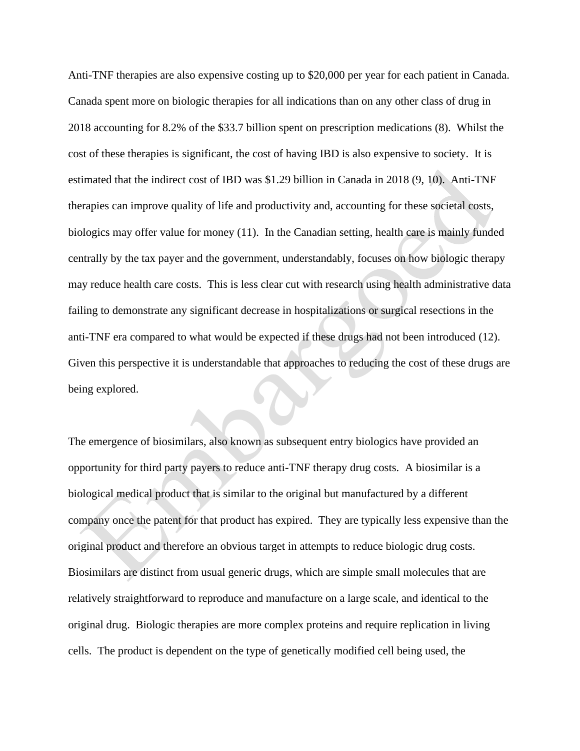Anti-TNF therapies are also expensive costing up to $20,000 per year for each patient in Canada. Canada spent more on biologic therapies for all indications than on any other class of drug in 2018 accounting for 8.2% of the $33.7 billion spent on prescription medications (8). Whilst the cost of these therapies is significant, the cost of having IBD is also expensive to society. It is estimated that the indirect cost of IBD was $1.29 billion in Canada in 2018 (9, 10). Anti-TNF therapies can improve quality of life and productivity and, accounting for these societal costs, biologics may offer value for money (11). In the Canadian setting, health care is mainly funded centrally by the tax payer and the government, understandably, focuses on how biologic therapy may reduce health care costs. This is less clear cut with research using health administrative data failing to demonstrate any significant decrease in hospitalizations or surgical resections in the anti-TNF era compared to what would be expected if these drugs had not been introduced (12). Given this perspective it is understandable that approaches to reducing the cost of these drugs are being explored.

The emergence of biosimilars, also known as subsequent entry biologics have provided an opportunity for third party payers to reduce anti-TNF therapy drug costs. A biosimilar is a biological medical product that is similar to the original but manufactured by a different company once the patent for that product has expired. They are typically less expensive than the original product and therefore an obvious target in attempts to reduce biologic drug costs. Biosimilars are distinct from usual generic drugs, which are simple small molecules that are relatively straightforward to reproduce and manufacture on a large scale, and identical to the original drug. Biologic therapies are more complex proteins and require replication in living cells. The product is dependent on the type of genetically modified cell being used, the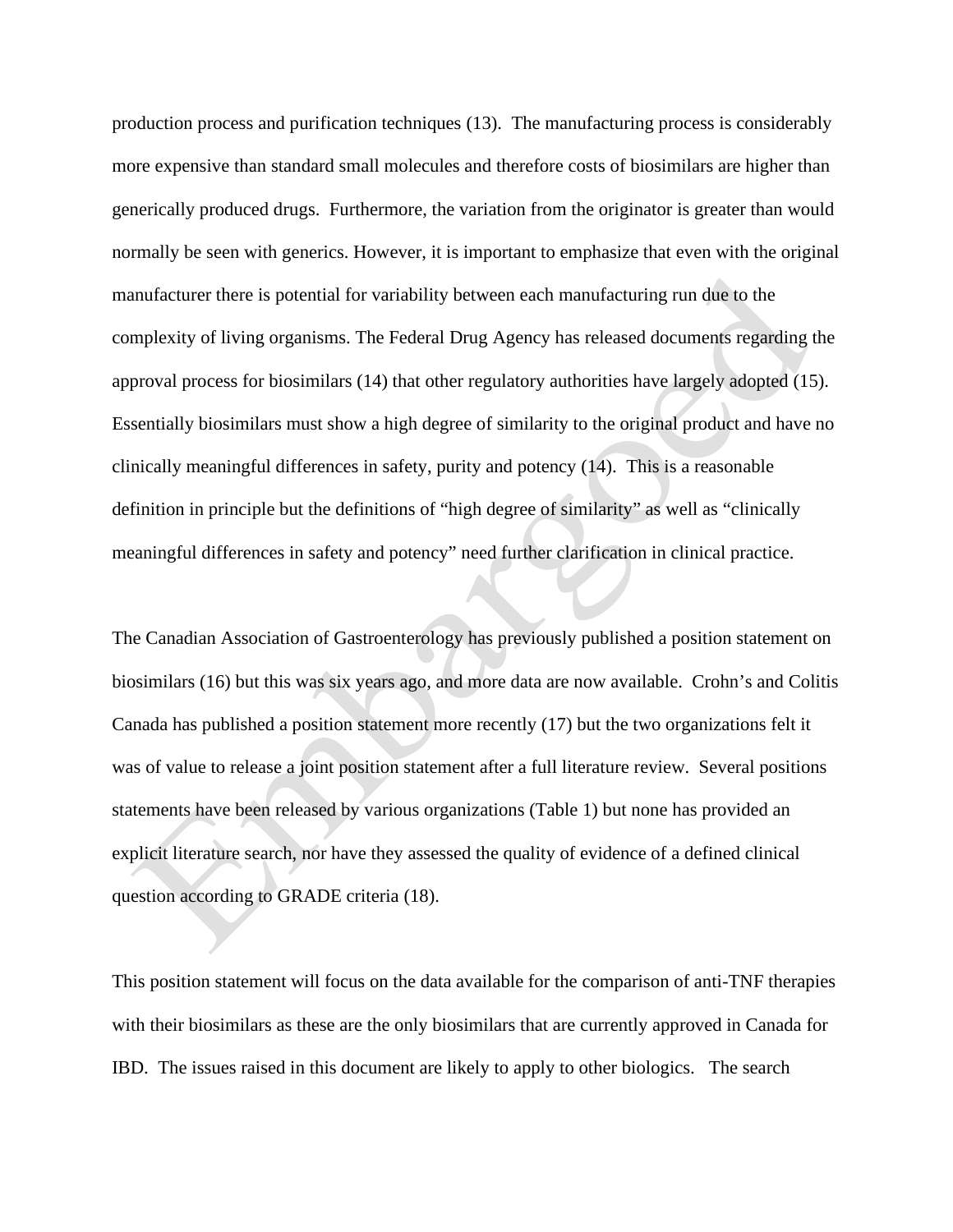production process and purification techniques (13). The manufacturing process is considerably more expensive than standard small molecules and therefore costs of biosimilars are higher than generically produced drugs. Furthermore, the variation from the originator is greater than would normally be seen with generics. However, it is important to emphasize that even with the original manufacturer there is potential for variability between each manufacturing run due to the complexity of living organisms. The Federal Drug Agency has released documents regarding the approval process for biosimilars (14) that other regulatory authorities have largely adopted (15). Essentially biosimilars must show a high degree of similarity to the original product and have no clinically meaningful differences in safety, purity and potency (14). This is a reasonable definition in principle but the definitions of "high degree of similarity" as well as "clinically meaningful differences in safety and potency" need further clarification in clinical practice.

The Canadian Association of Gastroenterology has previously published a position statement on biosimilars (16) but this was six years ago, and more data are now available. Crohn's and Colitis Canada has published a position statement more recently (17) but the two organizations felt it was of value to release a joint position statement after a full literature review. Several positions statements have been released by various organizations (Table 1) but none has provided an explicit literature search, nor have they assessed the quality of evidence of a defined clinical question according to GRADE criteria (18).

This position statement will focus on the data available for the comparison of anti-TNF therapies with their biosimilars as these are the only biosimilars that are currently approved in Canada for IBD. The issues raised in this document are likely to apply to other biologics. The search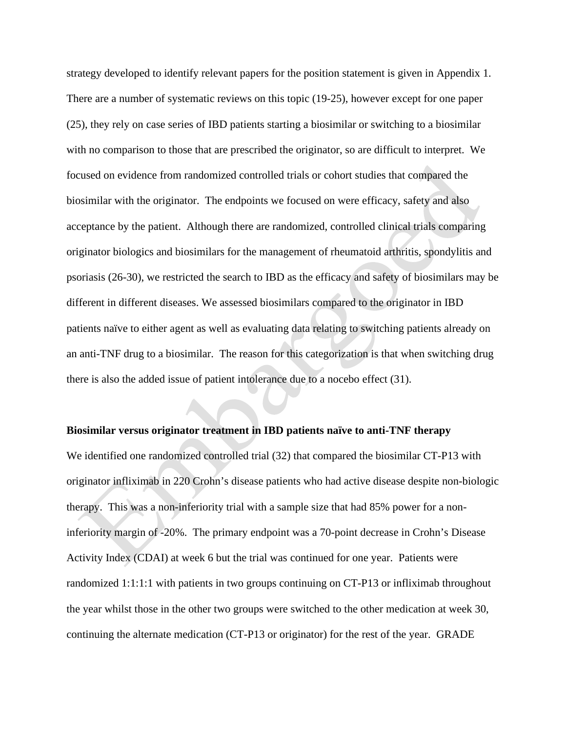strategy developed to identify relevant papers for the position statement is given in Appendix 1. There are a number of systematic reviews on this topic (19-25), however except for one paper (25), they rely on case series of IBD patients starting a biosimilar or switching to a biosimilar with no comparison to those that are prescribed the originator, so are difficult to interpret. We focused on evidence from randomized controlled trials or cohort studies that compared the biosimilar with the originator. The endpoints we focused on were efficacy, safety and also acceptance by the patient. Although there are randomized, controlled clinical trials comparing originator biologics and biosimilars for the management of rheumatoid arthritis, spondylitis and psoriasis (26-30), we restricted the search to IBD as the efficacy and safety of biosimilars may be different in different diseases. We assessed biosimilars compared to the originator in IBD patients naïve to either agent as well as evaluating data relating to switching patients already on an anti-TNF drug to a biosimilar. The reason for this categorization is that when switching drug there is also the added issue of patient intolerance due to a nocebo effect (31).

**Biosimilar versus originator treatment in IBD patients naïve to anti-TNF therapy**

We identified one randomized controlled trial (32) that compared the biosimilar CT-P13 with originator infliximab in 220 Crohn's disease patients who had active disease despite non-biologic therapy. This was a non-inferiority trial with a sample size that had 85% power for a non-inferiority margin of -20%. The primary endpoint was a 70-point decrease in Crohn's Disease Activity Index (CDAI) at week 6 but the trial was continued for one year. Patients were randomized 1:1:1:1 with patients in two groups continuing on CT-P13 or infliximab throughout the year whilst those in the other two groups were switched to the other medication at week 30, continuing the alternate medication (CT-P13 or originator) for the rest of the year. GRADE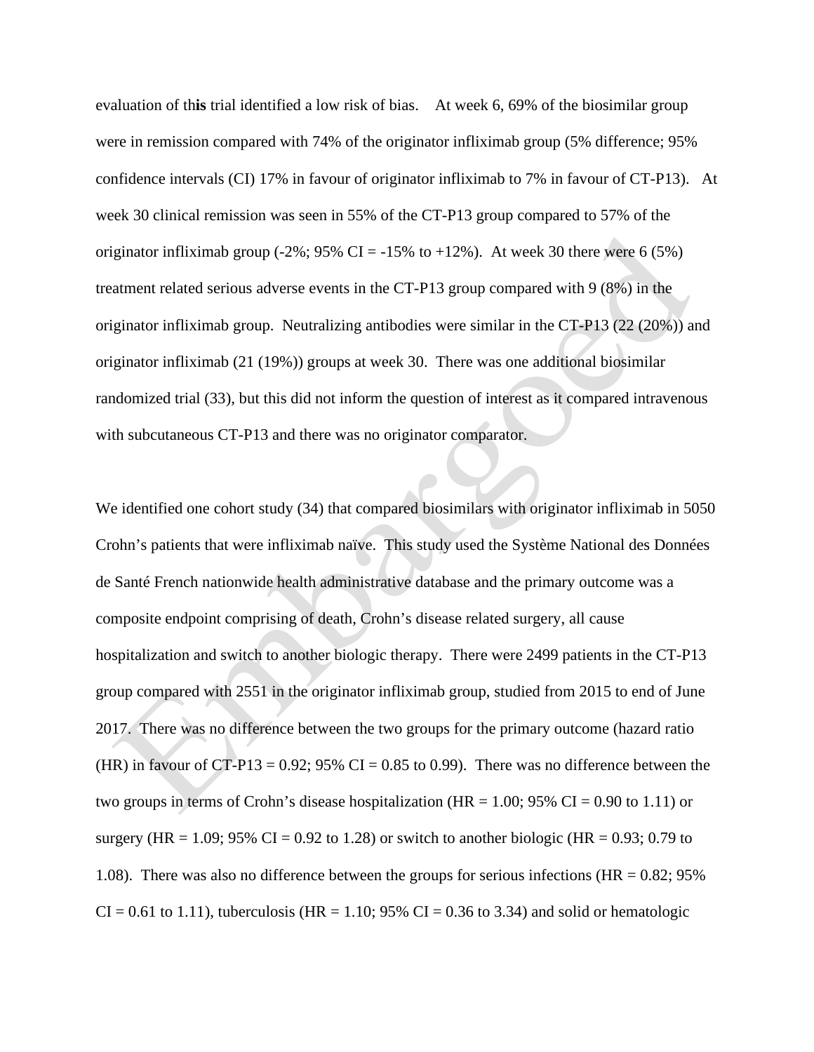evaluation of th**is** trial identified a low risk of bias. At week 6, 69% of the biosimilar group were in remission compared with 74% of the originator infliximab group (5% difference; 95% confidence intervals (CI) 17% in favour of originator infliximab to 7% in favour of CT-P13). At week 30 clinical remission was seen in 55% of the CT-P13 group compared to 57% of the originator infliximab group (-2%; 95% CI = -15% to +12%). At week 30 there were 6 (5%) treatment related serious adverse events in the CT-P13 group compared with 9 (8%) in the originator infliximab group. Neutralizing antibodies were similar in the CT-P13 (22 (20%)) and originator infliximab (21 (19%)) groups at week 30. There was one additional biosimilar randomized trial (33), but this did not inform the question of interest as it compared intravenous with subcutaneous CT-P13 and there was no originator comparator.

We identified one cohort study (34) that compared biosimilars with originator infliximab in 5050 Crohn's patients that were infliximab naïve. This study used the Système National des Données de Santé French nationwide health administrative database and the primary outcome was a composite endpoint comprising of death, Crohn's disease related surgery, all cause hospitalization and switch to another biologic therapy. There were 2499 patients in the CT-P13 group compared with 2551 in the originator infliximab group, studied from 2015 to end of June 2017. There was no difference between the two groups for the primary outcome (hazard ratio (HR) in favour of CT-P13 = 0.92; 95% CI = 0.85 to 0.99). There was no difference between the two groups in terms of Crohn's disease hospitalization (HR = 1.00; 95% CI = 0.90 to 1.11) or surgery (HR = 1.09; 95% CI = 0.92 to 1.28) or switch to another biologic (HR = 0.93; 0.79 to 1.08). There was also no difference between the groups for serious infections (HR = 0.82; 95% CI = 0.61 to 1.11), tuberculosis (HR = 1.10; 95% CI = 0.36 to 3.34) and solid or hematologic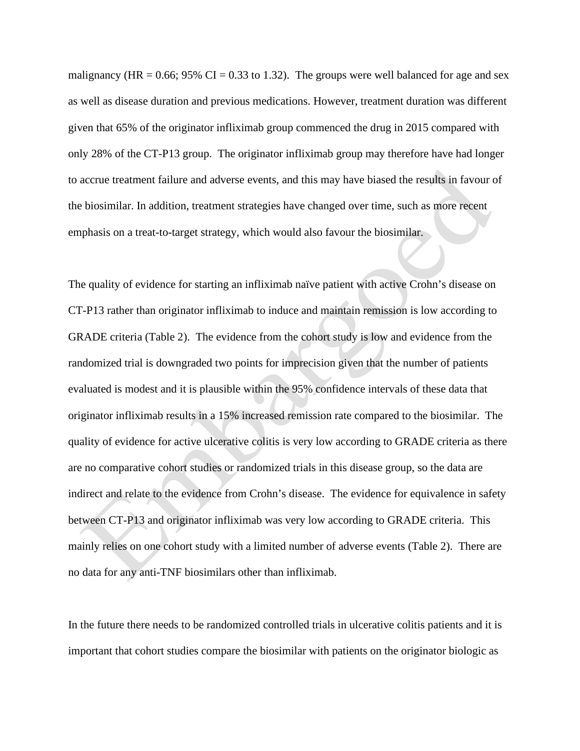malignancy (HR = 0.66; 95% CI = 0.33 to 1.32). The groups were well balanced for age and sex as well as disease duration and previous medications. However, treatment duration was different given that 65% of the originator infliximab group commenced the drug in 2015 compared with only 28% of the CT-P13 group. The originator infliximab group may therefore have had longer to accrue treatment failure and adverse events, and this may have biased the results in favour of the biosimilar. In addition, treatment strategies have changed over time, such as more recent emphasis on a treat-to-target strategy, which would also favour the biosimilar.

The quality of evidence for starting an infliximab naïve patient with active Crohn's disease on CT-P13 rather than originator infliximab to induce and maintain remission is low according to GRADE criteria (Table 2). The evidence from the cohort study is low and evidence from the randomized trial is downgraded two points for imprecision given that the number of patients evaluated is modest and it is plausible within the 95% confidence intervals of these data that originator infliximab results in a 15% increased remission rate compared to the biosimilar. The quality of evidence for active ulcerative colitis is very low according to GRADE criteria as there are no comparative cohort studies or randomized trials in this disease group, so the data are indirect and relate to the evidence from Crohn's disease. The evidence for equivalence in safety between CT-P13 and originator infliximab was very low according to GRADE criteria. This mainly relies on one cohort study with a limited number of adverse events (Table 2). There are no data for any anti-TNF biosimilars other than infliximab.

In the future there needs to be randomized controlled trials in ulcerative colitis patients and it is important that cohort studies compare the biosimilar with patients on the originator biologic as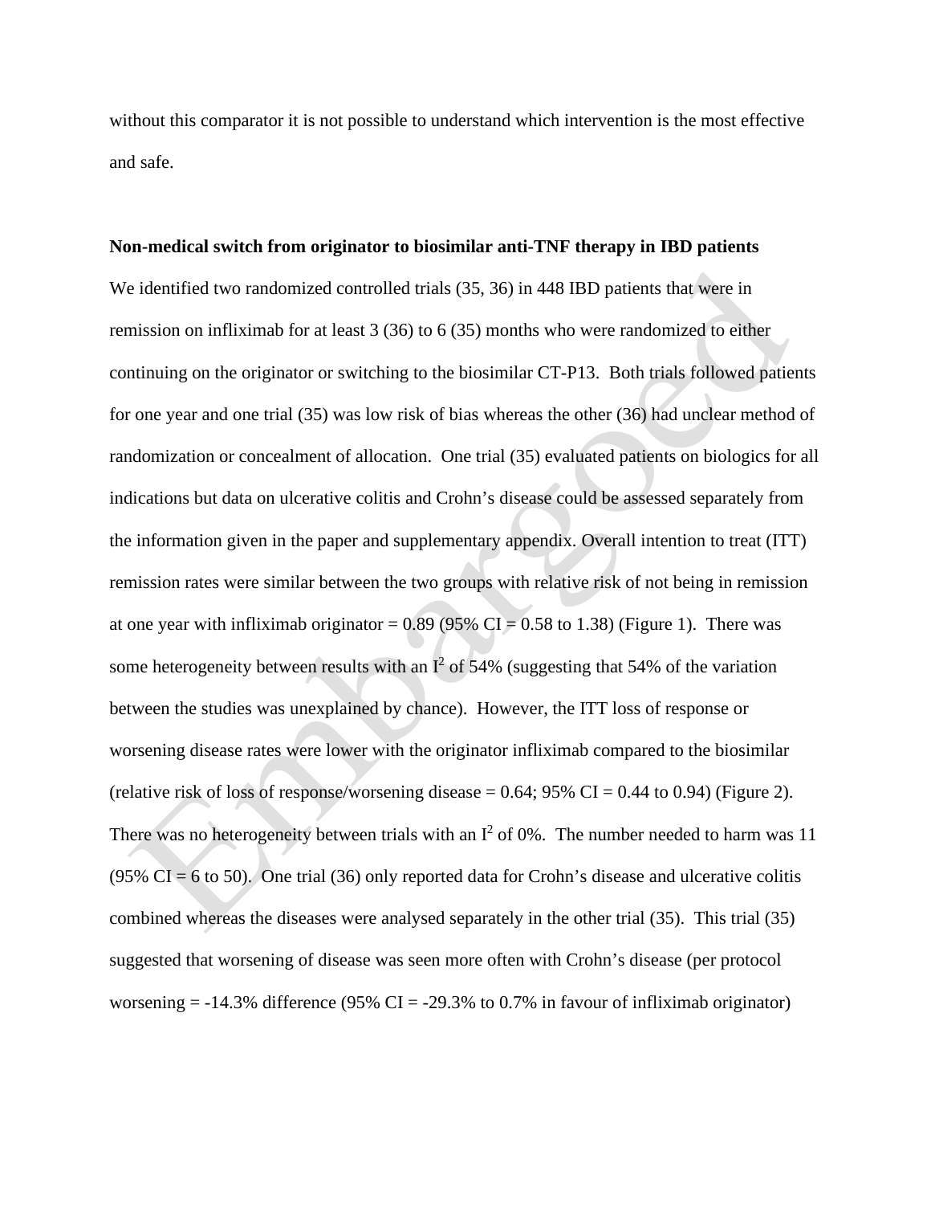without this comparator it is not possible to understand which intervention is the most effective and safe.

**Non-medical switch from originator to biosimilar anti-TNF therapy in IBD patients**

We identified two randomized controlled trials (35, 36) in 448 IBD patients that were in remission on infliximab for at least 3 (36) to 6 (35) months who were randomized to either continuing on the originator or switching to the biosimilar CT-P13. Both trials followed patients for one year and one trial (35) was low risk of bias whereas the other (36) had unclear method of randomization or concealment of allocation. One trial (35) evaluated patients on biologics for all indications but data on ulcerative colitis and Crohn's disease could be assessed separately from the information given in the paper and supplementary appendix. Overall intention to treat (ITT) remission rates were similar between the two groups with relative risk of not being in remission at one year with infliximab originator = 0.89 (95% CI = 0.58 to 1.38) (Figure 1). There was some heterogeneity between results with an $I^2$ of 54% (suggesting that 54% of the variation between the studies was unexplained by chance). However, the ITT loss of response or worsening disease rates were lower with the originator infliximab compared to the biosimilar (relative risk of loss of response/worsening disease = 0.64; 95% CI = 0.44 to 0.94) (Figure 2). There was no heterogeneity between trials with an $I^2$ of 0%. The number needed to harm was 11 (95% CI = 6 to 50). One trial (36) only reported data for Crohn's disease and ulcerative colitis combined whereas the diseases were analysed separately in the other trial (35). This trial (35) suggested that worsening of disease was seen more often with Crohn's disease (per protocol worsening = -14.3% difference (95% CI = -29.3% to 0.7% in favour of infliximab originator)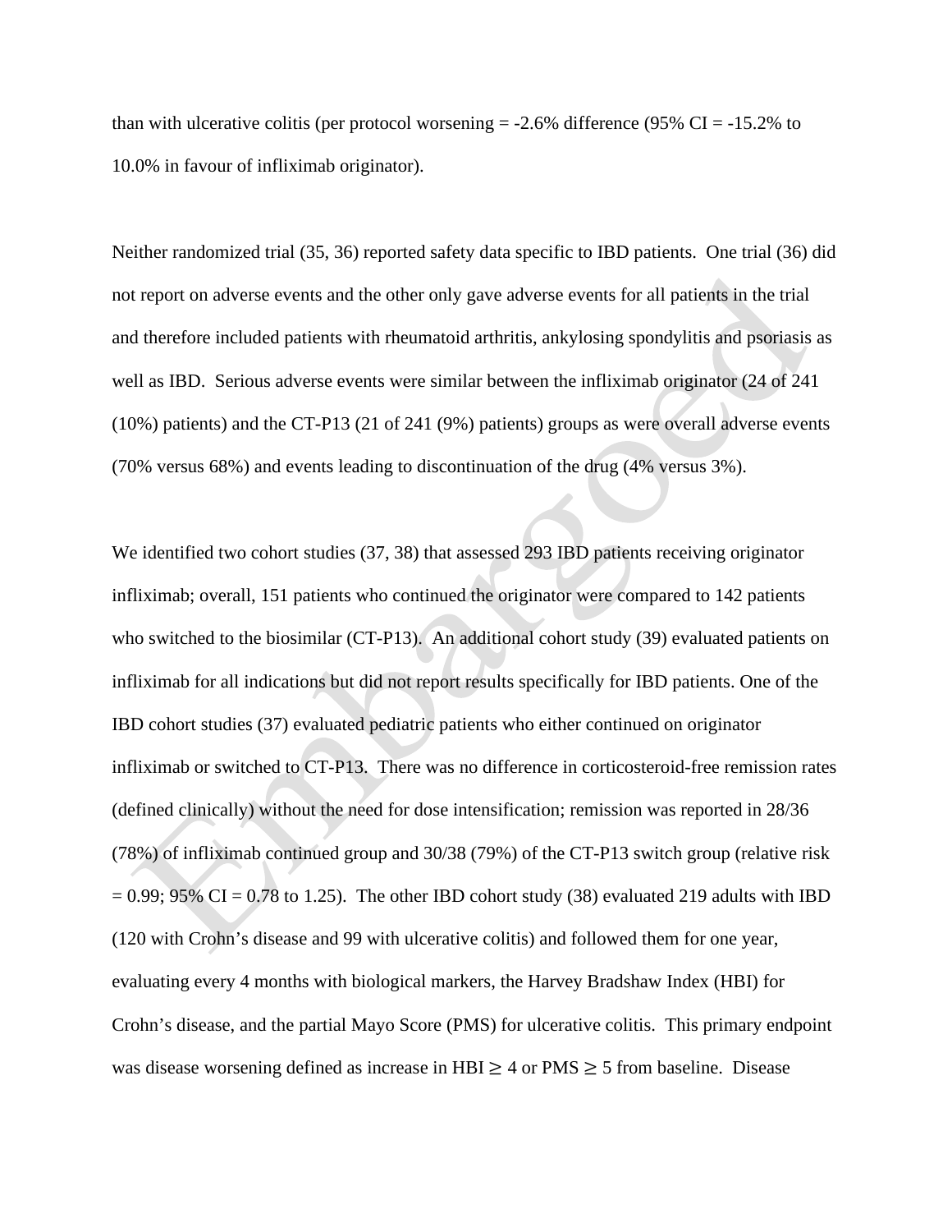than with ulcerative colitis (per protocol worsening = -2.6% difference (95% CI = -15.2% to 10.0% in favour of infliximab originator).

Neither randomized trial (35, 36) reported safety data specific to IBD patients. One trial (36) did not report on adverse events and the other only gave adverse events for all patients in the trial and therefore included patients with rheumatoid arthritis, ankylosing spondylitis and psoriasis as well as IBD. Serious adverse events were similar between the infliximab originator (24 of 241 (10%) patients) and the CT-P13 (21 of 241 (9%) patients) groups as were overall adverse events (70% versus 68%) and events leading to discontinuation of the drug (4% versus 3%).

We identified two cohort studies (37, 38) that assessed 293 IBD patients receiving originator infliximab; overall, 151 patients who continued the originator were compared to 142 patients who switched to the biosimilar (CT-P13). An additional cohort study (39) evaluated patients on infliximab for all indications but did not report results specifically for IBD patients. One of the IBD cohort studies (37) evaluated pediatric patients who either continued on originator infliximab or switched to CT-P13. There was no difference in corticosteroid-free remission rates (defined clinically) without the need for dose intensification; remission was reported in 28/36 (78%) of infliximab continued group and 30/38 (79%) of the CT-P13 switch group (relative risk = 0.99; 95% CI = 0.78 to 1.25). The other IBD cohort study (38) evaluated 219 adults with IBD (120 with Crohn's disease and 99 with ulcerative colitis) and followed them for one year, evaluating every 4 months with biological markers, the Harvey Bradshaw Index (HBI) for Crohn's disease, and the partial Mayo Score (PMS) for ulcerative colitis. This primary endpoint was disease worsening defined as increase in HBI $\geq$ 4 or PMS $\geq$ 5 from baseline. Disease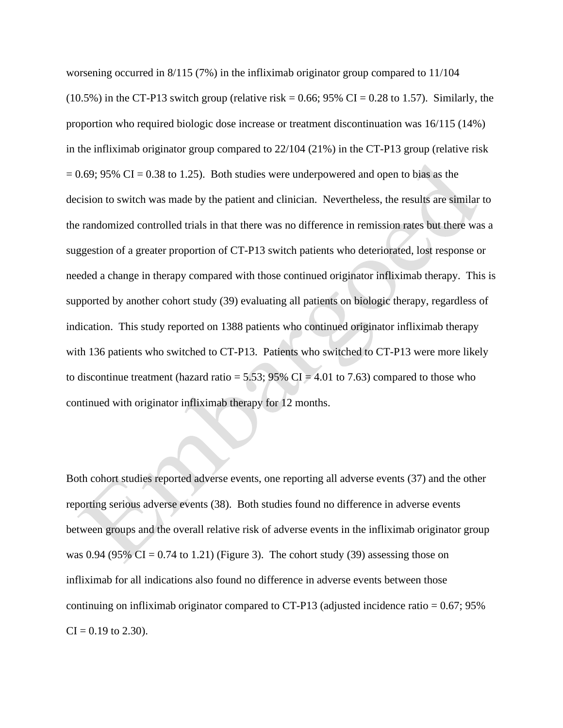worsening occurred in 8/115 (7%) in the infliximab originator group compared to 11/104 (10.5%) in the CT-P13 switch group (relative risk = 0.66; 95% CI = 0.28 to 1.57). Similarly, the proportion who required biologic dose increase or treatment discontinuation was 16/115 (14%) in the infliximab originator group compared to 22/104 (21%) in the CT-P13 group (relative risk = 0.69; 95% CI = 0.38 to 1.25). Both studies were underpowered and open to bias as the decision to switch was made by the patient and clinician. Nevertheless, the results are similar to the randomized controlled trials in that there was no difference in remission rates but there was a suggestion of a greater proportion of CT-P13 switch patients who deteriorated, lost response or needed a change in therapy compared with those continued originator infliximab therapy. This is supported by another cohort study (39) evaluating all patients on biologic therapy, regardless of indication. This study reported on 1388 patients who continued originator infliximab therapy with 136 patients who switched to CT-P13. Patients who switched to CT-P13 were more likely to discontinue treatment (hazard ratio = 5.53; 95% CI = 4.01 to 7.63) compared to those who continued with originator infliximab therapy for 12 months.

Both cohort studies reported adverse events, one reporting all adverse events (37) and the other reporting serious adverse events (38). Both studies found no difference in adverse events between groups and the overall relative risk of adverse events in the infliximab originator group was 0.94 (95% CI = 0.74 to 1.21) (Figure 3). The cohort study (39) assessing those on infliximab for all indications also found no difference in adverse events between those continuing on infliximab originator compared to CT-P13 (adjusted incidence ratio = 0.67; 95% CI = 0.19 to 2.30).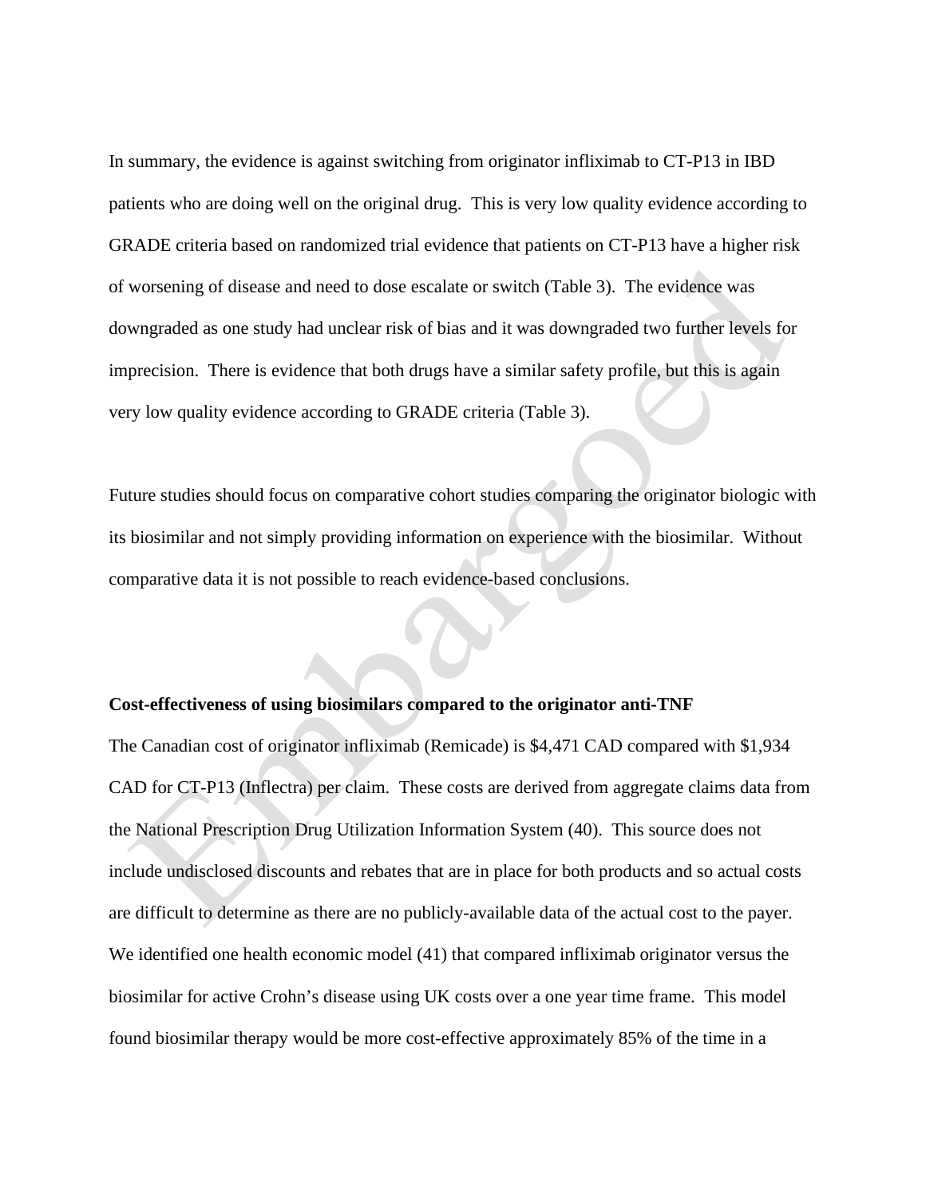In summary, the evidence is against switching from originator infliximab to CT-P13 in IBD patients who are doing well on the original drug. This is very low quality evidence according to GRADE criteria based on randomized trial evidence that patients on CT-P13 have a higher risk of worsening of disease and need to dose escalate or switch (Table 3). The evidence was downgraded as one study had unclear risk of bias and it was downgraded two further levels for imprecision. There is evidence that both drugs have a similar safety profile, but this is again very low quality evidence according to GRADE criteria (Table 3).

Future studies should focus on comparative cohort studies comparing the originator biologic with its biosimilar and not simply providing information on experience with the biosimilar. Without comparative data it is not possible to reach evidence-based conclusions.

**Cost-effectiveness of using biosimilars compared to the originator anti-TNF**

The Canadian cost of originator infliximab (Remicade) is $4,471 CAD compared with $1,934 CAD for CT-P13 (Inflectra) per claim. These costs are derived from aggregate claims data from the National Prescription Drug Utilization Information System (40). This source does not include undisclosed discounts and rebates that are in place for both products and so actual costs are difficult to determine as there are no publicly-available data of the actual cost to the payer. We identified one health economic model (41) that compared infliximab originator versus the biosimilar for active Crohn's disease using UK costs over a one year time frame. This model found biosimilar therapy would be more cost-effective approximately 85% of the time in a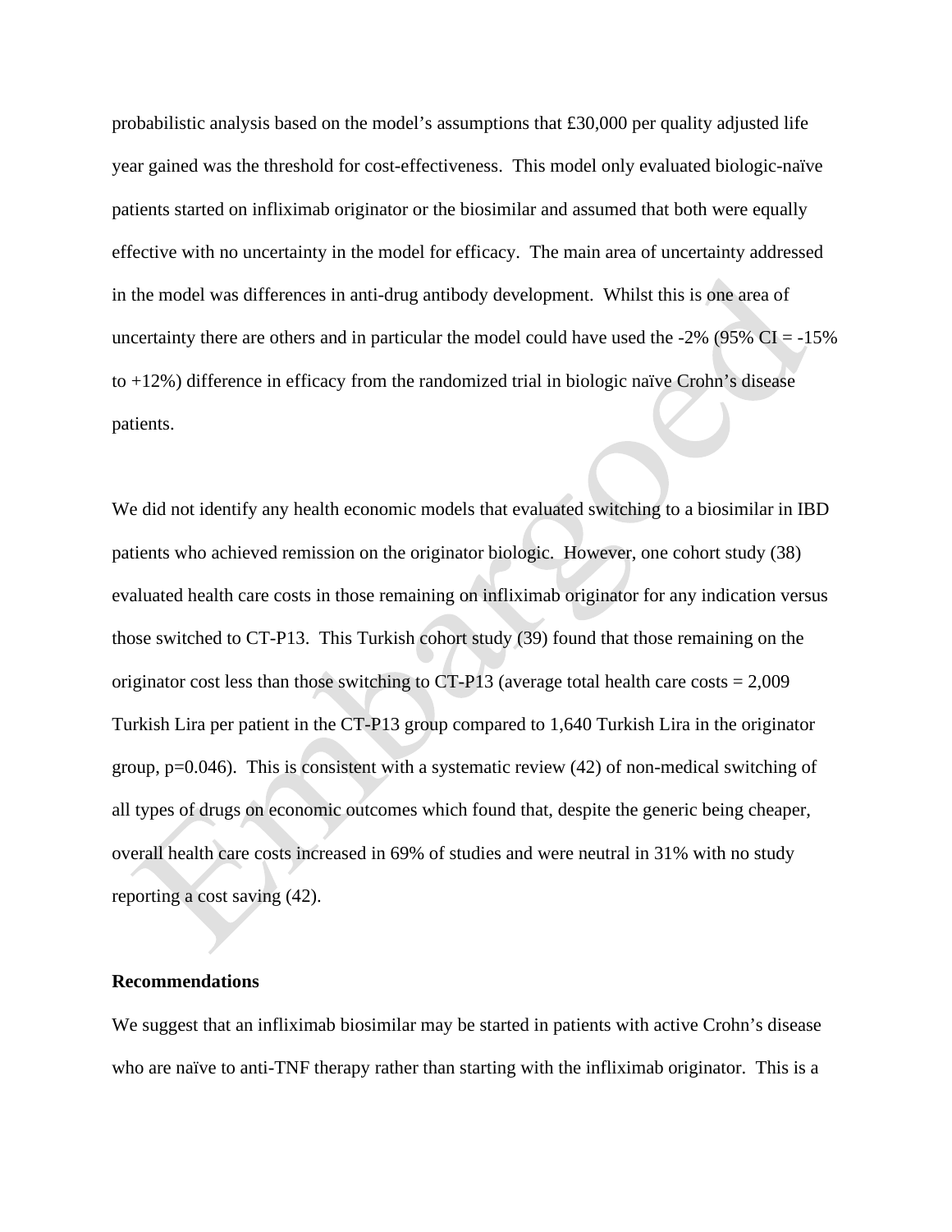probabilistic analysis based on the model's assumptions that £30,000 per quality adjusted life year gained was the threshold for cost-effectiveness. This model only evaluated biologic-naïve patients started on infliximab originator or the biosimilar and assumed that both were equally effective with no uncertainty in the model for efficacy. The main area of uncertainty addressed in the model was differences in anti-drug antibody development. Whilst this is one area of uncertainty there are others and in particular the model could have used the -2% (95% CI = -15% to +12%) difference in efficacy from the randomized trial in biologic naïve Crohn's disease patients.

We did not identify any health economic models that evaluated switching to a biosimilar in IBD patients who achieved remission on the originator biologic. However, one cohort study (38) evaluated health care costs in those remaining on infliximab originator for any indication versus those switched to CT-P13. This Turkish cohort study (39) found that those remaining on the originator cost less than those switching to CT-P13 (average total health care costs = 2,009 Turkish Lira per patient in the CT-P13 group compared to 1,640 Turkish Lira in the originator group, p=0.046). This is consistent with a systematic review (42) of non-medical switching of all types of drugs on economic outcomes which found that, despite the generic being cheaper, overall health care costs increased in 69% of studies and were neutral in 31% with no study reporting a cost saving (42).

**Recommendations**

We suggest that an infliximab biosimilar may be started in patients with active Crohn's disease who are naïve to anti-TNF therapy rather than starting with the infliximab originator. This is a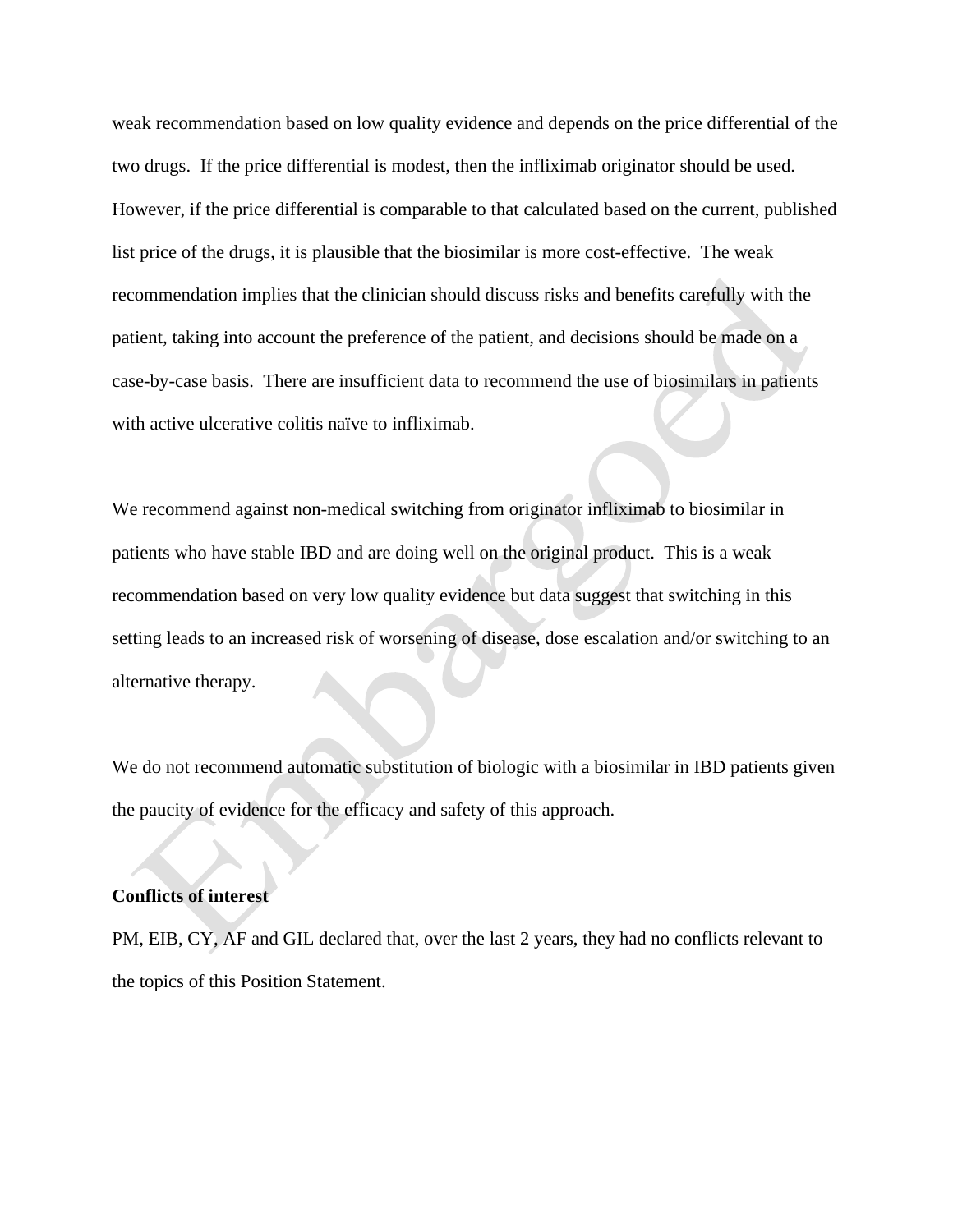weak recommendation based on low quality evidence and depends on the price differential of the two drugs. If the price differential is modest, then the infliximab originator should be used. However, if the price differential is comparable to that calculated based on the current, published list price of the drugs, it is plausible that the biosimilar is more cost-effective. The weak recommendation implies that the clinician should discuss risks and benefits carefully with the patient, taking into account the preference of the patient, and decisions should be made on a case-by-case basis. There are insufficient data to recommend the use of biosimilars in patients with active ulcerative colitis naïve to infliximab.

We recommend against non-medical switching from originator infliximab to biosimilar in patients who have stable IBD and are doing well on the original product. This is a weak recommendation based on very low quality evidence but data suggest that switching in this setting leads to an increased risk of worsening of disease, dose escalation and/or switching to an alternative therapy.

We do not recommend automatic substitution of biologic with a biosimilar in IBD patients given the paucity of evidence for the efficacy and safety of this approach.

**Conflicts of interest**

PM, EIB, CY, AF and GIL declared that, over the last 2 years, they had no conflicts relevant to the topics of this Position Statement.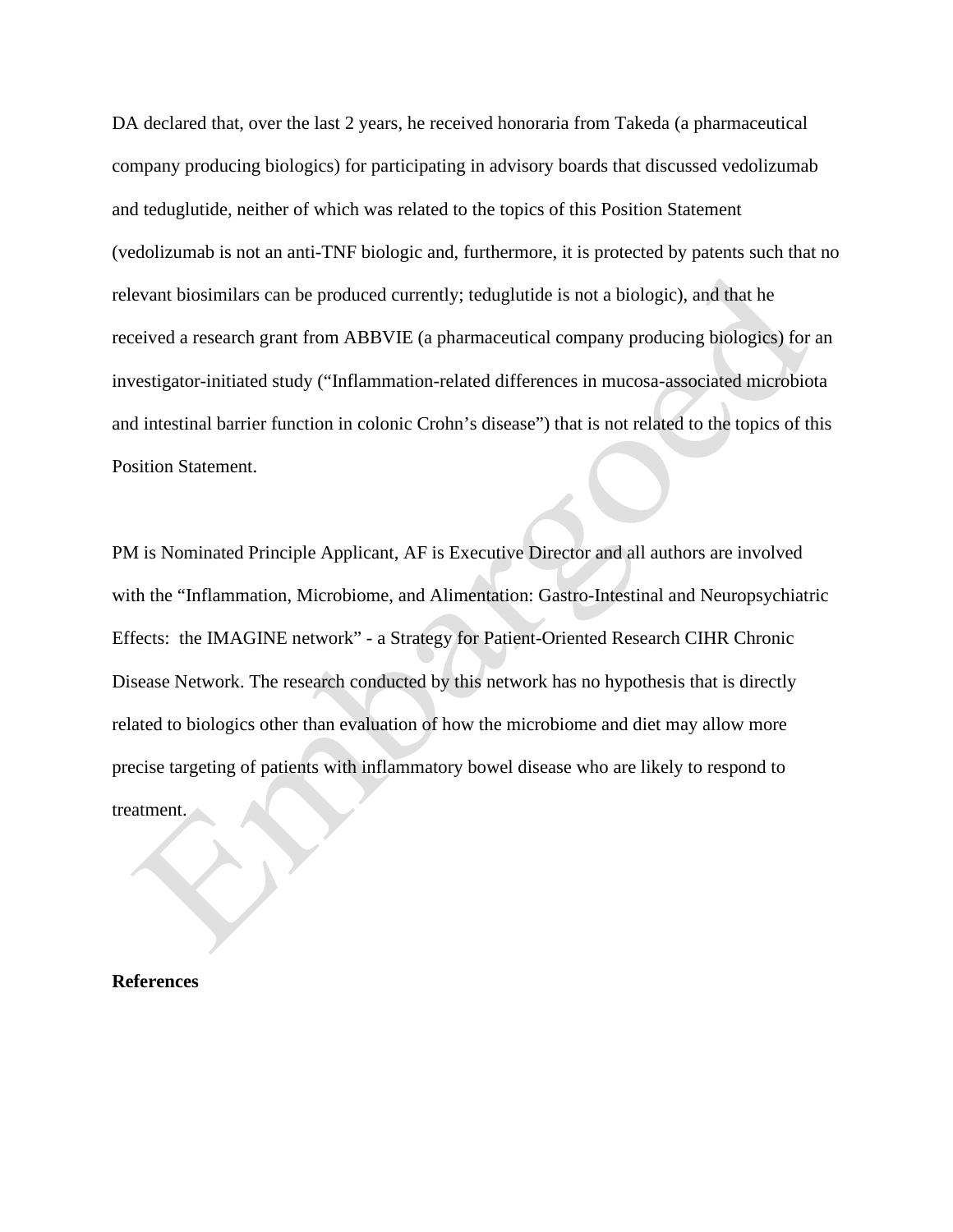DA declared that, over the last 2 years, he received honoraria from Takeda (a pharmaceutical company producing biologics) for participating in advisory boards that discussed vedolizumab and teduglutide, neither of which was related to the topics of this Position Statement (vedolizumab is not an anti-TNF biologic and, furthermore, it is protected by patents such that no relevant biosimilars can be produced currently; teduglutide is not a biologic), and that he received a research grant from ABBVIE (a pharmaceutical company producing biologics) for an investigator-initiated study ("Inflammation-related differences in mucosa-associated microbiota and intestinal barrier function in colonic Crohn's disease") that is not related to the topics of this Position Statement.

PM is Nominated Principle Applicant, AF is Executive Director and all authors are involved with the "Inflammation, Microbiome, and Alimentation: Gastro-Intestinal and Neuropsychiatric Effects: the IMAGINE network" - a Strategy for Patient-Oriented Research CIHR Chronic Disease Network. The research conducted by this network has no hypothesis that is directly related to biologics other than evaluation of how the microbiome and diet may allow more precise targeting of patients with inflammatory bowel disease who are likely to respond to treatment.

**References**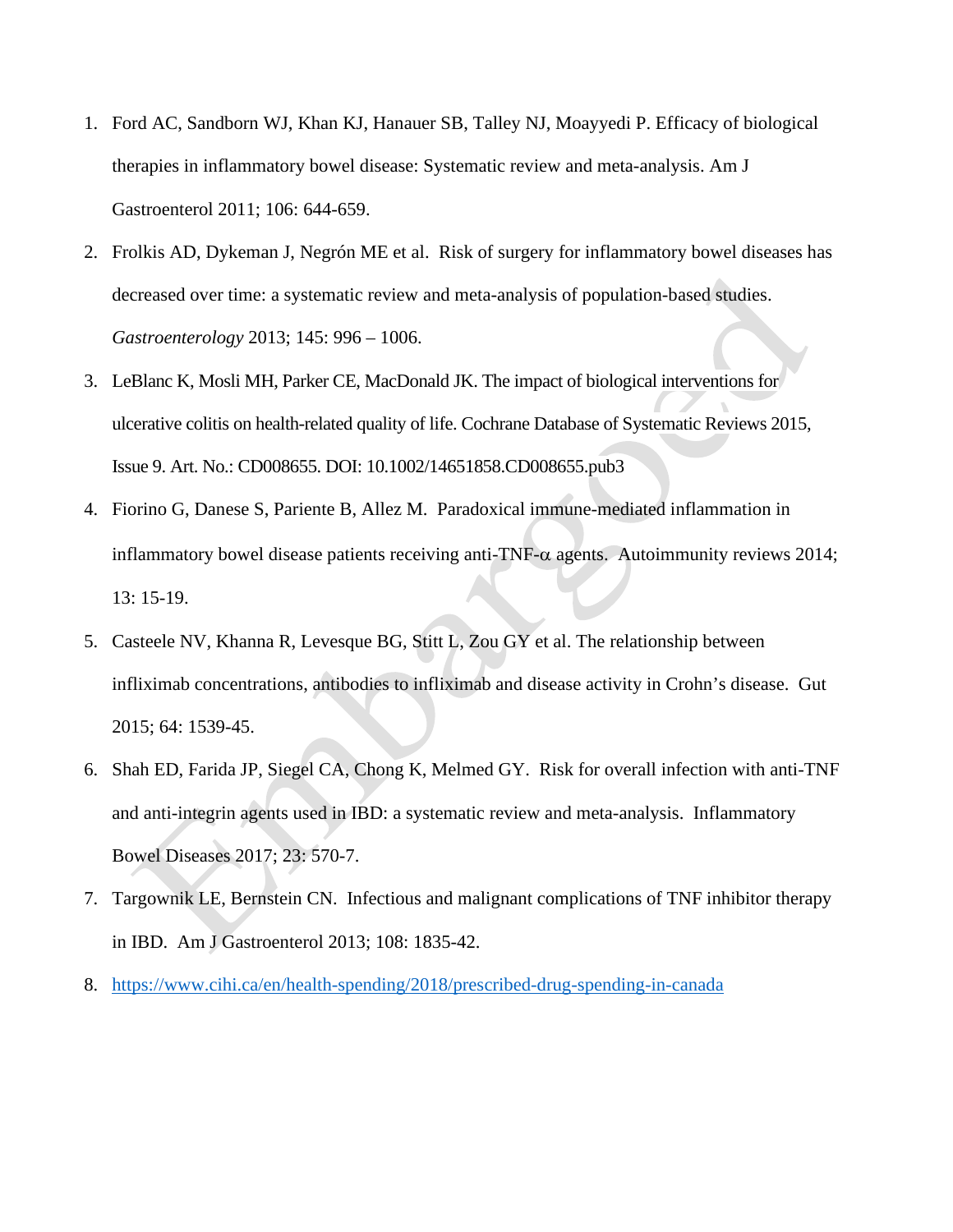1. Ford AC, Sandborn WJ, Khan KJ, Hanauer SB, Talley NJ, Moayyedi P. Efficacy of biological therapies in inflammatory bowel disease: Systematic review and meta-analysis. Am J Gastroenterol 2011; 106: 644-659.
2. Frolkis AD, Dykeman J, Negrón ME et al. Risk of surgery for inflammatory bowel diseases has decreased over time: a systematic review and meta-analysis of population-based studies. *Gastroenterology* 2013; 145: 996 – 1006.
3. LeBlanc K, Mosli MH, Parker CE, MacDonald JK. The impact of biological interventions for ulcerative colitis on health-related quality of life. Cochrane Database of Systematic Reviews 2015, Issue 9. Art. No.: CD008655. DOI: 10.1002/14651858.CD008655.pub3
4. Fiorino G, Danese S, Pariente B, Allez M. Paradoxical immune-mediated inflammation in inflammatory bowel disease patients receiving anti-TNF-$\alpha$ agents. Autoimmunity reviews 2014; 13: 15-19.
5. Casteele NV, Khanna R, Levesque BG, Stitt L, Zou GY et al. The relationship between infliximab concentrations, antibodies to infliximab and disease activity in Crohn's disease. Gut 2015; 64: 1539-45.
6. Shah ED, Farida JP, Siegel CA, Chong K, Melmed GY. Risk for overall infection with anti-TNF and anti-integrin agents used in IBD: a systematic review and meta-analysis. Inflammatory Bowel Diseases 2017; 23: 570-7.
7. Targownik LE, Bernstein CN. Infectious and malignant complications of TNF inhibitor therapy in IBD. Am J Gastroenterol 2013; 108: 1835-42.
8. https://www.cihi.ca/en/health-spending/2018/prescribed-drug-spending-in-canada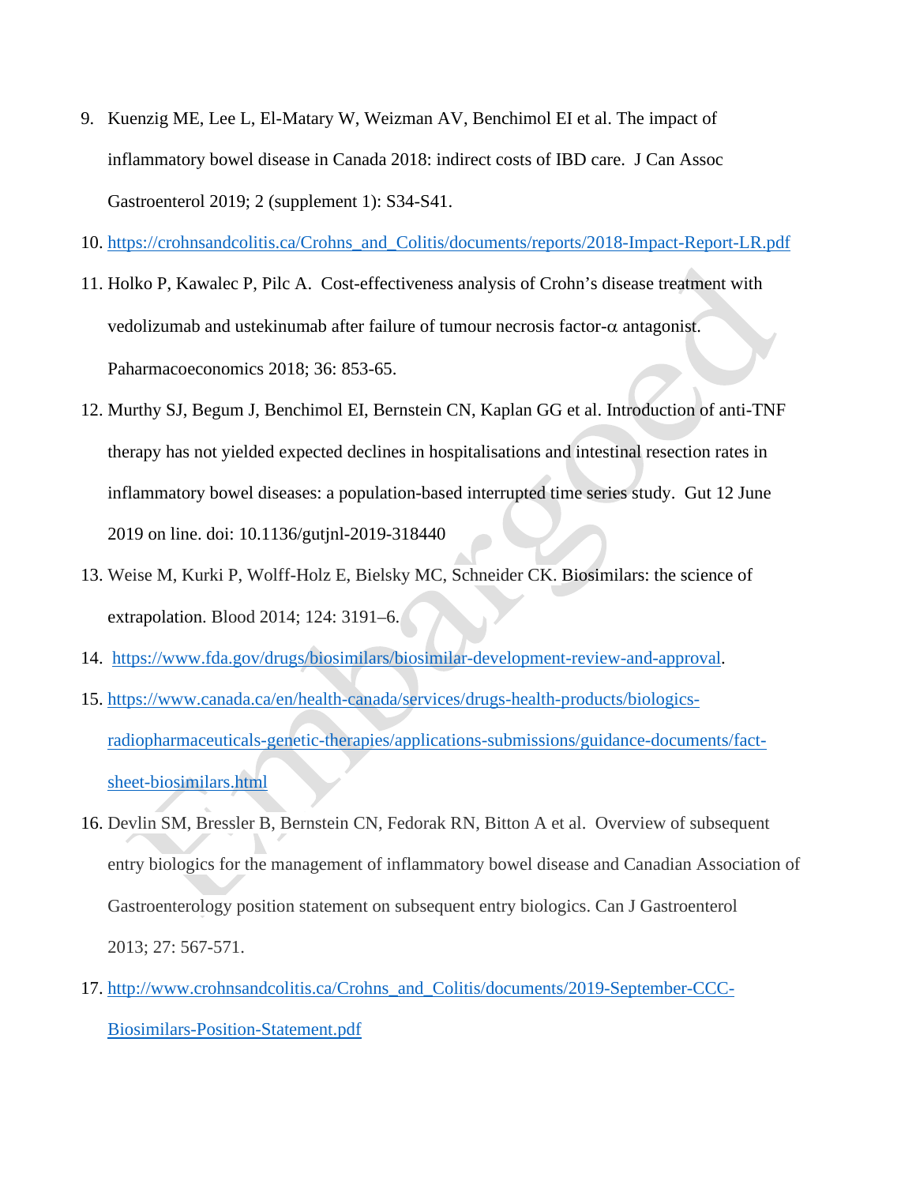9. Kuenzig ME, Lee L, El-Matary W, Weizman AV, Benchimol EI et al. The impact of inflammatory bowel disease in Canada 2018: indirect costs of IBD care. J Can Assoc Gastroenterol 2019; 2 (supplement 1): S34-S41.
10. https://crohnsandcolitis.ca/Crohns_and_Colitis/documents/reports/2018-Impact-Report-LR.pdf
11. Holko P, Kawalec P, Pilc A. Cost-effectiveness analysis of Crohn's disease treatment with vedolizumab and ustekinumab after failure of tumour necrosis factor-α antagonist. Paharmacoeconomics 2018; 36: 853-65.
12. Murthy SJ, Begum J, Benchimol EI, Bernstein CN, Kaplan GG et al. Introduction of anti-TNF therapy has not yielded expected declines in hospitalisations and intestinal resection rates in inflammatory bowel diseases: a population-based interrupted time series study. Gut 12 June 2019 on line. doi: 10.1136/gutjnl-2019-318440
13. Weise M, Kurki P, Wolff-Holz E, Bielsky MC, Schneider CK. Biosimilars: the science of extrapolation. Blood 2014; 124: 3191–6.
14. https://www.fda.gov/drugs/biosimilars/biosimilar-development-review-and-approval.
15. https://www.canada.ca/en/health-canada/services/drugs-health-products/biologics-radiopharmaceuticals-genetic-therapies/applications-submissions/guidance-documents/fact-sheet-biosimilars.html
16. Devlin SM, Bressler B, Bernstein CN, Fedorak RN, Bitton A et al. Overview of subsequent entry biologics for the management of inflammatory bowel disease and Canadian Association of Gastroenterology position statement on subsequent entry biologics. Can J Gastroenterol 2013; 27: 567-571.
17. http://www.crohnsandcolitis.ca/Crohns_and_Colitis/documents/2019-September-CCC-Biosimilars-Position-Statement.pdf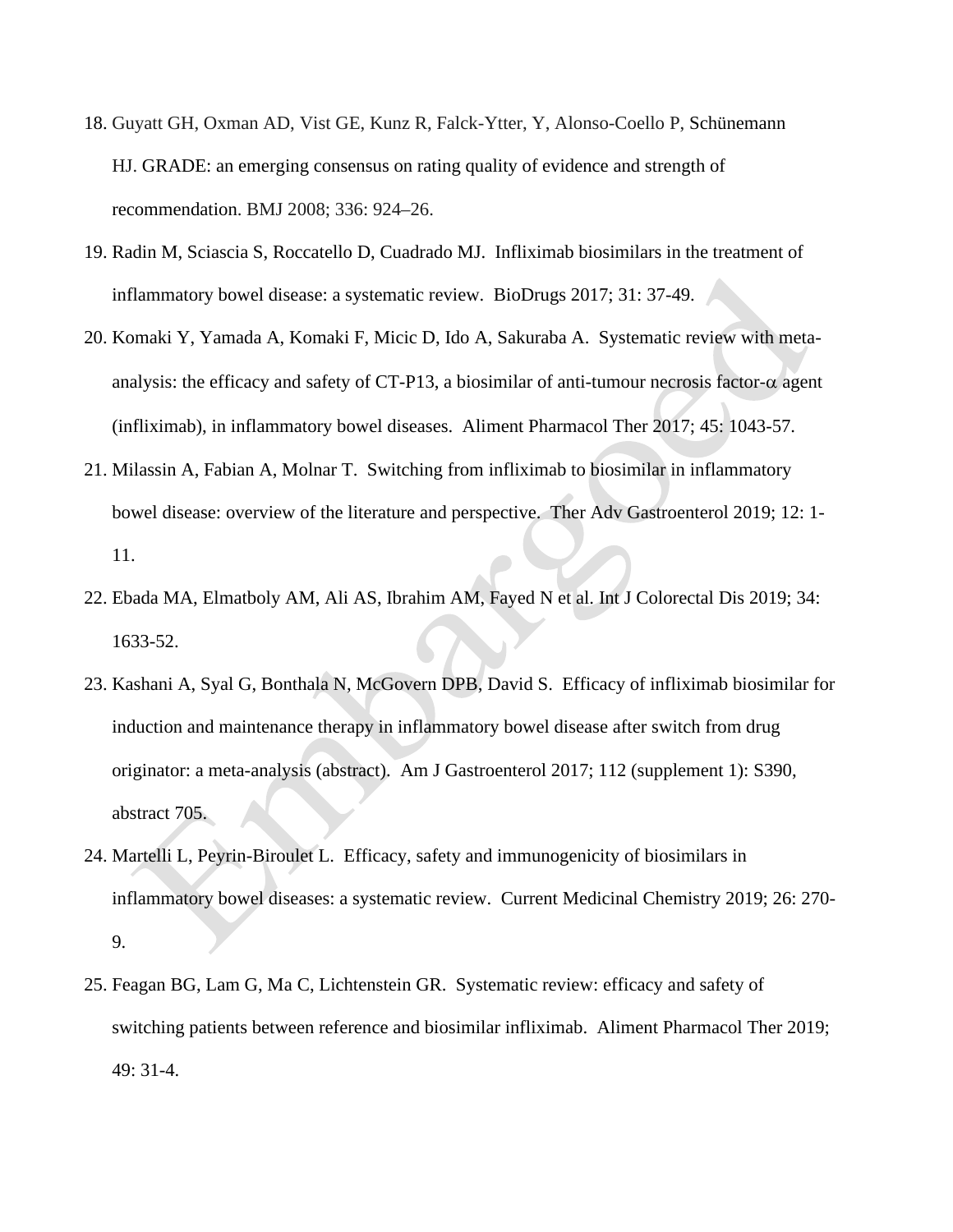18. Guyatt GH, Oxman AD, Vist GE, Kunz R, Falck-Ytter, Y, Alonso-Coello P, Schünemann HJ. GRADE: an emerging consensus on rating quality of evidence and strength of recommendation. BMJ 2008; 336: 924–26.
19. Radin M, Sciascia S, Roccatello D, Cuadrado MJ. Infliximab biosimilars in the treatment of inflammatory bowel disease: a systematic review. BioDrugs 2017; 31: 37-49.
20. Komaki Y, Yamada A, Komaki F, Micic D, Ido A, Sakuraba A. Systematic review with meta-analysis: the efficacy and safety of CT-P13, a biosimilar of anti-tumour necrosis factor-$\alpha$ agent (infliximab), in inflammatory bowel diseases. Aliment Pharmacol Ther 2017; 45: 1043-57.
21. Milassin A, Fabian A, Molnar T. Switching from infliximab to biosimilar in inflammatory bowel disease: overview of the literature and perspective. Ther Adv Gastroenterol 2019; 12: 1-11.
22. Ebada MA, Elmatboly AM, Ali AS, Ibrahim AM, Fayed N et al. Int J Colorectal Dis 2019; 34: 1633-52.
23. Kashani A, Syal G, Bonthala N, McGovern DPB, David S. Efficacy of infliximab biosimilar for induction and maintenance therapy in inflammatory bowel disease after switch from drug originator: a meta-analysis (abstract). Am J Gastroenterol 2017; 112 (supplement 1): S390, abstract 705.
24. Martelli L, Peyrin-Biroulet L. Efficacy, safety and immunogenicity of biosimilars in inflammatory bowel diseases: a systematic review. Current Medicinal Chemistry 2019; 26: 270-9.
25. Feagan BG, Lam G, Ma C, Lichtenstein GR. Systematic review: efficacy and safety of switching patients between reference and biosimilar infliximab. Aliment Pharmacol Ther 2019; 49: 31-4.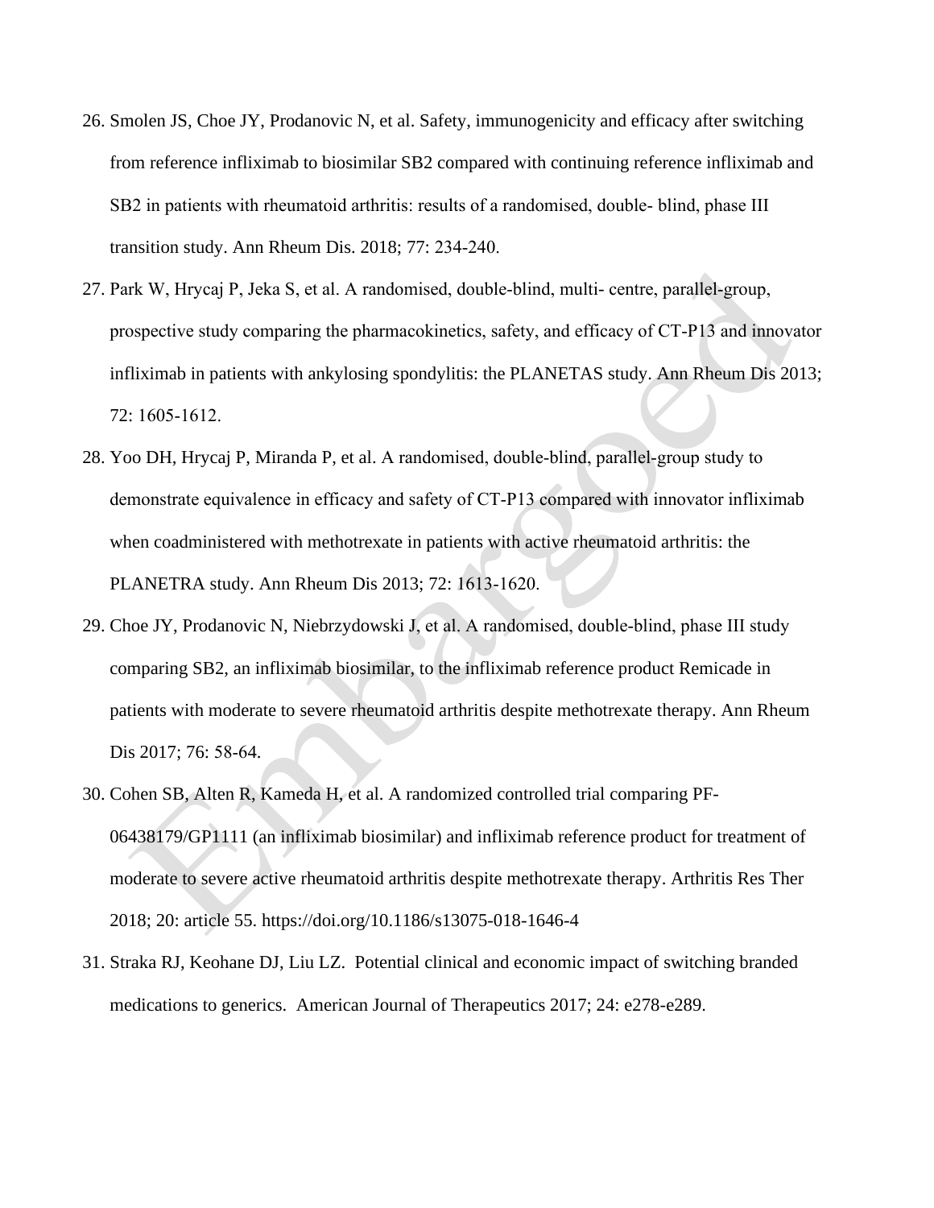26. Smolen JS, Choe JY, Prodanovic N, et al. Safety, immunogenicity and efficacy after switching from reference infliximab to biosimilar SB2 compared with continuing reference infliximab and SB2 in patients with rheumatoid arthritis: results of a randomised, double- blind, phase III transition study. Ann Rheum Dis. 2018; 77: 234-240.
27. Park W, Hrycaj P, Jeka S, et al. A randomised, double-blind, multi- centre, parallel-group, prospective study comparing the pharmacokinetics, safety, and efficacy of CT-P13 and innovator infliximab in patients with ankylosing spondylitis: the PLANETAS study. Ann Rheum Dis 2013; 72: 1605-1612.
28. Yoo DH, Hrycaj P, Miranda P, et al. A randomised, double-blind, parallel-group study to demonstrate equivalence in efficacy and safety of CT-P13 compared with innovator infliximab when coadministered with methotrexate in patients with active rheumatoid arthritis: the PLANETRA study. Ann Rheum Dis 2013; 72: 1613-1620.
29. Choe JY, Prodanovic N, Niebrzydowski J, et al. A randomised, double-blind, phase III study comparing SB2, an infliximab biosimilar, to the infliximab reference product Remicade in patients with moderate to severe rheumatoid arthritis despite methotrexate therapy. Ann Rheum Dis 2017; 76: 58-64.
30. Cohen SB, Alten R, Kameda H, et al. A randomized controlled trial comparing PF-06438179/GP1111 (an infliximab biosimilar) and infliximab reference product for treatment of moderate to severe active rheumatoid arthritis despite methotrexate therapy. Arthritis Res Ther 2018; 20: article 55. https://doi.org/10.1186/s13075-018-1646-4
31. Straka RJ, Keohane DJ, Liu LZ. Potential clinical and economic impact of switching branded medications to generics. American Journal of Therapeutics 2017; 24: e278-e289.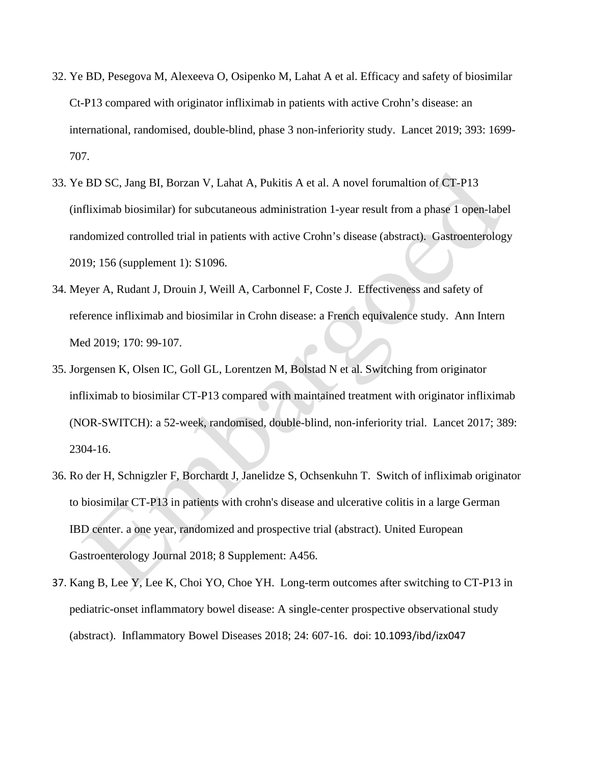32. Ye BD, Pesegova M, Alexeeva O, Osipenko M, Lahat A et al. Efficacy and safety of biosimilar Ct-P13 compared with originator infliximab in patients with active Crohn's disease: an international, randomised, double-blind, phase 3 non-inferiority study. Lancet 2019; 393: 1699-707.
33. Ye BD SC, Jang BI, Borzan V, Lahat A, Pukitis A et al. A novel forumaltion of CT-P13 (infliximab biosimilar) for subcutaneous administration 1-year result from a phase 1 open-label randomized controlled trial in patients with active Crohn's disease (abstract). Gastroenterology 2019; 156 (supplement 1): S1096.
34. Meyer A, Rudant J, Drouin J, Weill A, Carbonnel F, Coste J. Effectiveness and safety of reference infliximab and biosimilar in Crohn disease: a French equivalence study. Ann Intern Med 2019; 170: 99-107.
35. Jorgensen K, Olsen IC, Goll GL, Lorentzen M, Bolstad N et al. Switching from originator infliximab to biosimilar CT-P13 compared with maintained treatment with originator infliximab (NOR-SWITCH): a 52-week, randomised, double-blind, non-inferiority trial. Lancet 2017; 389: 2304-16.
36. Ro der H, Schnigzler F, Borchardt J, Janelidze S, Ochsenkuhn T. Switch of infliximab originator to biosimilar CT-P13 in patients with crohn's disease and ulcerative colitis in a large German IBD center. a one year, randomized and prospective trial (abstract). United European Gastroenterology Journal 2018; 8 Supplement: A456.
37. Kang B, Lee Y, Lee K, Choi YO, Choe YH. Long-term outcomes after switching to CT-P13 in pediatric-onset inflammatory bowel disease: A single-center prospective observational study (abstract). Inflammatory Bowel Diseases 2018; 24: 607-16. doi: 10.1093/ibd/izx047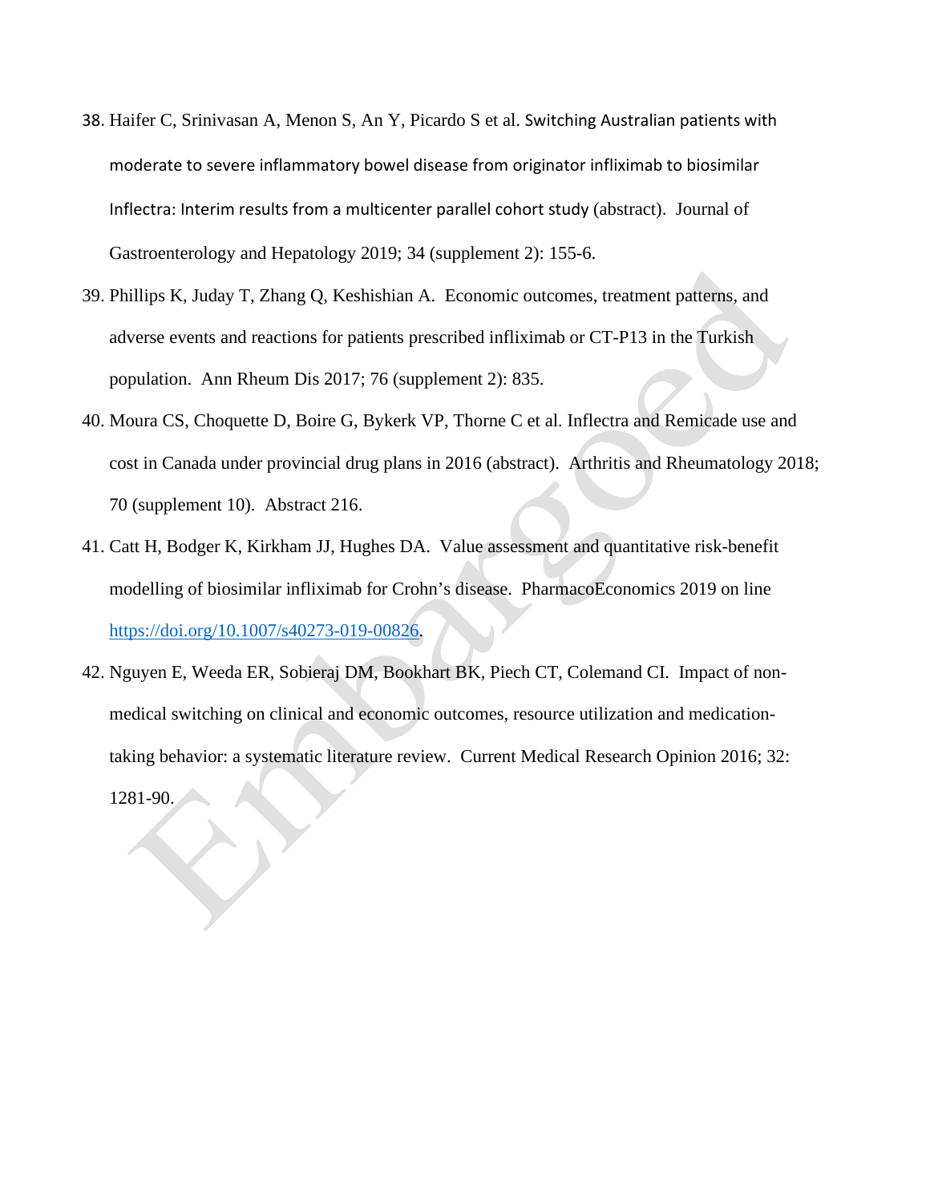38. Haifer C, Srinivasan A, Menon S, An Y, Picardo S et al. Switching Australian patients with moderate to severe inflammatory bowel disease from originator infliximab to biosimilar Inflectra: Interim results from a multicenter parallel cohort study (abstract). Journal of Gastroenterology and Hepatology 2019; 34 (supplement 2): 155-6.
39. Phillips K, Juday T, Zhang Q, Keshishian A. Economic outcomes, treatment patterns, and adverse events and reactions for patients prescribed infliximab or CT-P13 in the Turkish population. Ann Rheum Dis 2017; 76 (supplement 2): 835.
40. Moura CS, Choquette D, Boire G, Bykerk VP, Thorne C et al. Inflectra and Remicade use and cost in Canada under provincial drug plans in 2016 (abstract). Arthritis and Rheumatology 2018; 70 (supplement 10). Abstract 216.
41. Catt H, Bodger K, Kirkham JJ, Hughes DA. Value assessment and quantitative risk-benefit modelling of biosimilar infliximab for Crohn's disease. PharmacoEconomics 2019 on line https://doi.org/10.1007/s40273-019-00826.
42. Nguyen E, Weeda ER, Sobieraj DM, Bookhart BK, Piech CT, Colemand CI. Impact of non-medical switching on clinical and economic outcomes, resource utilization and medication-taking behavior: a systematic literature review. Current Medical Research Opinion 2016; 32: 1281-90.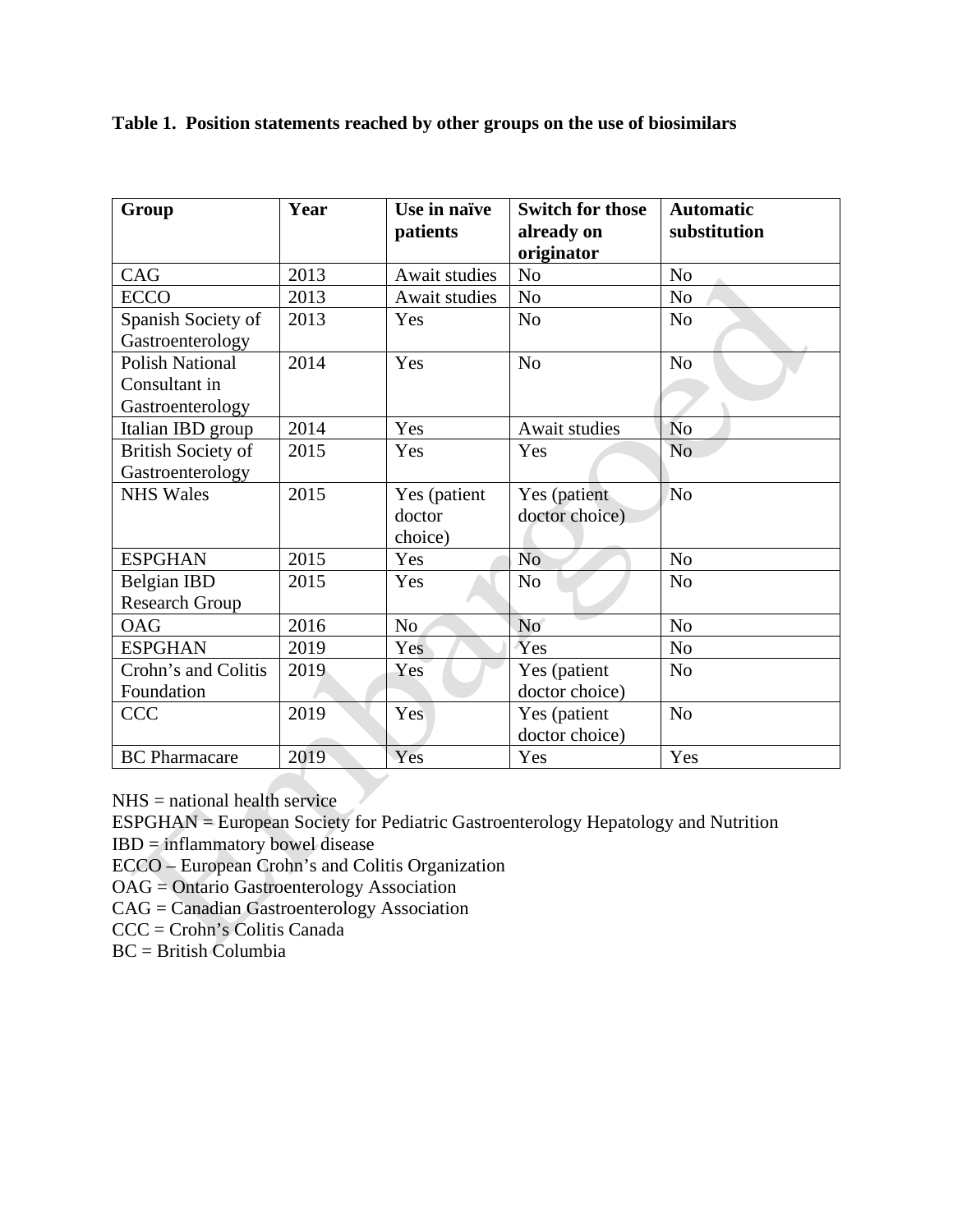**Table 1. Position statements reached by other groups on the use of biosimilars**

| Group | Year | Use in naïve patients | Switch for those already on originator | Automatic substitution |
|---|---|---|---|---|
| CAG | 2013 | Await studies | No | No |
| ECCO | 2013 | Await studies | No | No |
| Spanish Society of Gastroenterology | 2013 | Yes | No | No |
| Polish National Consultant in Gastroenterology | 2014 | Yes | No | No |
| Italian IBD group | 2014 | Yes | Await studies | No |
| British Society of Gastroenterology | 2015 | Yes | Yes | No |
| NHS Wales | 2015 | Yes (patient doctor choice) | Yes (patient doctor choice) | No |
| ESPGHAN | 2015 | Yes | No | No |
| Belgian IBD Research Group | 2015 | Yes | No | No |
| OAG | 2016 | No | No | No |
| ESPGHAN | 2019 | Yes | Yes | No |
| Crohn's and Colitis Foundation | 2019 | Yes | Yes (patient doctor choice) | No |
| CCC | 2019 | Yes | Yes (patient doctor choice) | No |
| BC Pharmacare | 2019 | Yes | Yes | Yes |

NHS = national health service
ESPGHAN = European Society for Pediatric Gastroenterology Hepatology and Nutrition
IBD = inflammatory bowel disease
ECCO – European Crohn's and Colitis Organization
OAG = Ontario Gastroenterology Association
CAG = Canadian Gastroenterology Association
CCC = Crohn's Colitis Canada
BC = British Columbia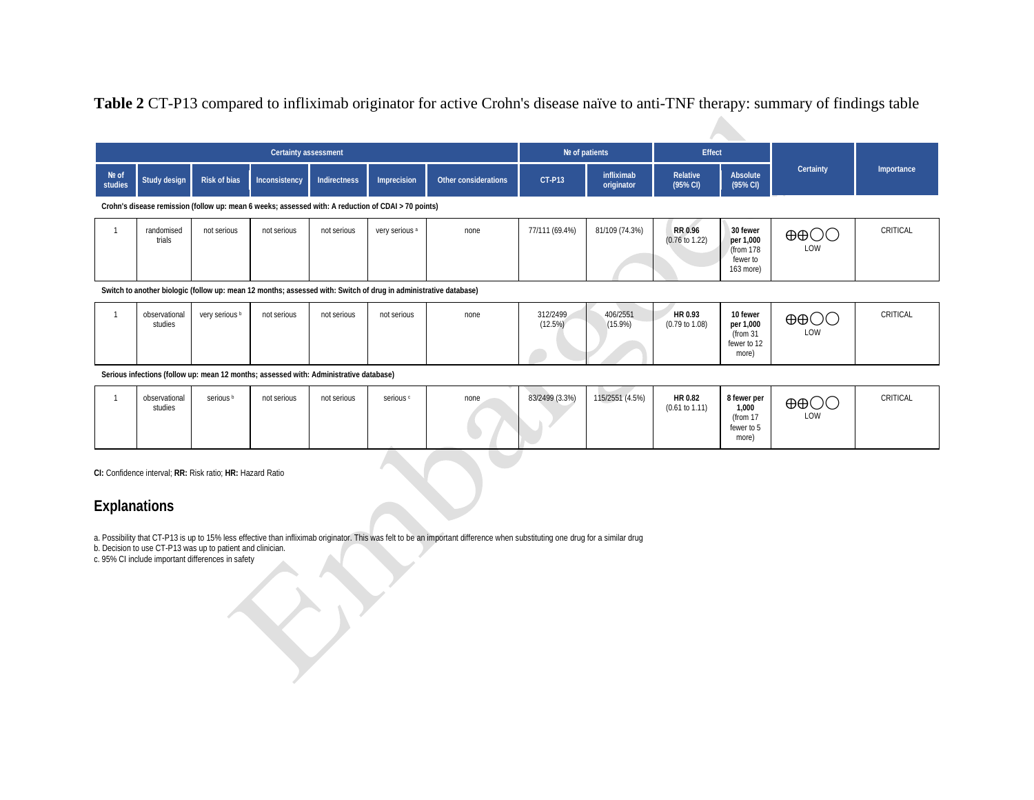**Table 2** CT-P13 compared to infliximab originator for active Crohn's disease naïve to anti-TNF therapy: summary of findings table

| Certainty assessment | | | | | | | № of patients | | Effect | | Certainty | Importance |
|---|---|---|---|---|---|---|---|---|---|---|---|---|
| № of studies | Study design | Risk of bias | Inconsistency | Indirectness | Imprecision | Other considerations | CT-P13 | infliximab originator | Relative (95% CI) | Absolute (95% CI) | | |
| **Crohn's disease remission (follow up: mean 6 weeks; assessed with: A reduction of CDAI > 70 points)** | | | | | | | | | | | | |
| 1 | randomised trials | not serious | not serious | not serious | very serious [a] | none | 77/111 (69.4%) | 81/109 (74.3%) | **RR 0.96** (0.76 to 1.22) | **30 fewer per 1,000** (from 178 fewer to 163 more) | ⊕⊕◯◯ LOW | CRITICAL |
| **Switch to another biologic (follow up: mean 12 months; assessed with: Switch of drug in administrative database)** | | | | | | | | | | | | |
| 1 | observational studies | very serious [b] | not serious | not serious | not serious | none | 312/2499 (12.5%) | 406/2551 (15.9%) | **HR 0.93** (0.79 to 1.08) | **10 fewer per 1,000** (from 31 fewer to 12 more) | ⊕⊕◯◯ LOW | CRITICAL |
| **Serious infections (follow up: mean 12 months; assessed with: Administrative database)** | | | | | | | | | | | | |
| 1 | observational studies | serious [b] | not serious | not serious | serious [c] | none | 83/2499 (3.3%) | 115/2551 (4.5%) | **HR 0.82** (0.61 to 1.11) | **8 fewer per 1,000** (from 17 fewer to 5 more) | ⊕⊕◯◯ LOW | CRITICAL |

**CI:** Confidence interval; **RR:** Risk ratio; **HR:** Hazard Ratio

## Explanations

a. Possibility that CT-P13 is up to 15% less effective than infliximab originator. This was felt to be an important difference when substituting one drug for a similar drug
b. Decision to use CT-P13 was up to patient and clinician.
c. 95% CI include important differences in safety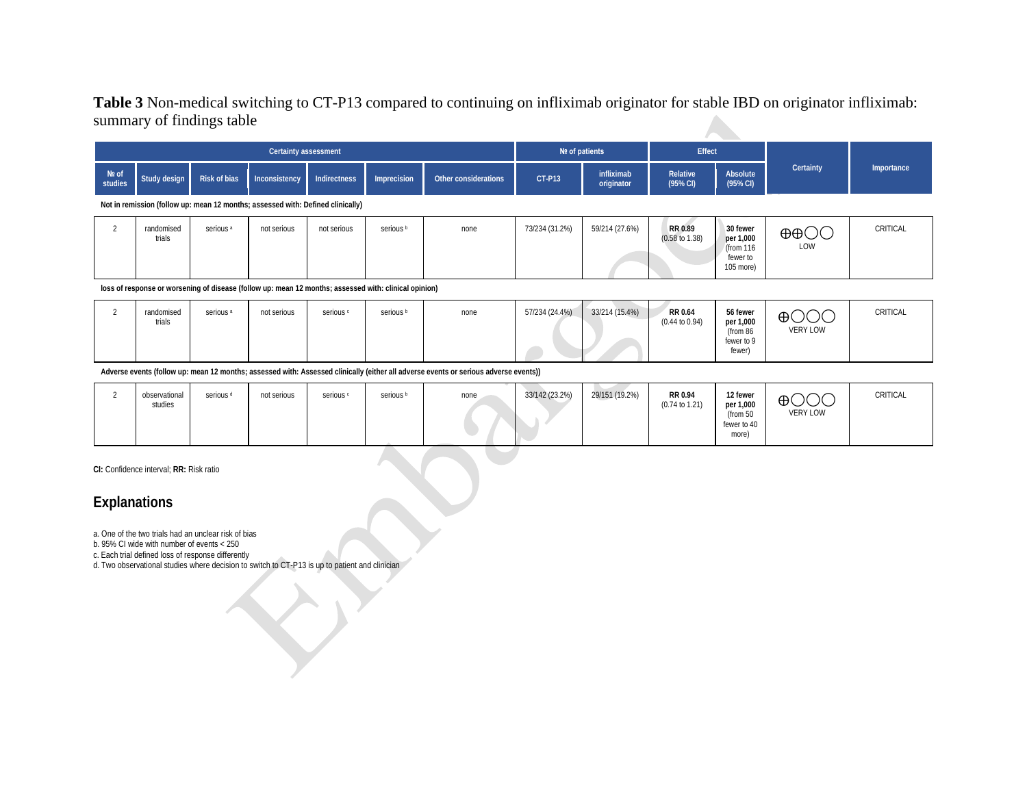**Table 3** Non-medical switching to CT-P13 compared to continuing on infliximab originator for stable IBD on originator infliximab: summary of findings table

| Certainty assessment | | | | | | | № of patients | | Effect | | Certainty | Importance |
|---|---|---|---|---|---|---|---|---|---|---|---|---|
| № of studies | Study design | Risk of bias | Inconsistency | Indirectness | Imprecision | Other considerations | CT-P13 | infliximab originator | Relative (95% CI) | Absolute (95% CI) | | |
| **Not in remission (follow up: mean 12 months; assessed with: Defined clinically)** | | | | | | | | | | | | |
| 2 | randomised trials | serious [a] | not serious | not serious | serious [b] | none | 73/234 (31.2%) | 59/214 (27.6%) | **RR 0.89** (0.58 to 1.38) | **30 fewer per 1,000** (from 116 fewer to 105 more) | ⊕⊕◯◯ LOW | CRITICAL |
| **loss of response or worsening of disease (follow up: mean 12 months; assessed with: clinical opinion)** | | | | | | | | | | | | |
| 2 | randomised trials | serious [a] | not serious | serious [c] | serious [b] | none | 57/234 (24.4%) | 33/214 (15.4%) | **RR 0.64** (0.44 to 0.94) | **56 fewer per 1,000** (from 86 fewer to 9 fewer) | ⊕◯◯◯ VERY LOW | CRITICAL |
| **Adverse events (follow up: mean 12 months; assessed with: Assessed clinically (either all adverse events or serious adverse events))** | | | | | | | | | | | | |
| 2 | observational studies | serious [d] | not serious | serious [c] | serious [b] | none | 33/142 (23.2%) | 29/151 (19.2%) | **RR 0.94** (0.74 to 1.21) | **12 fewer per 1,000** (from 50 fewer to 40 more) | ⊕◯◯◯ VERY LOW | CRITICAL |

**CI:** Confidence interval; **RR:** Risk ratio

## Explanations

a. One of the two trials had an unclear risk of bias
b. 95% CI wide with number of events < 250
c. Each trial defined loss of response differently
d. Two observational studies where decision to switch to CT-P13 is up to patient and clinician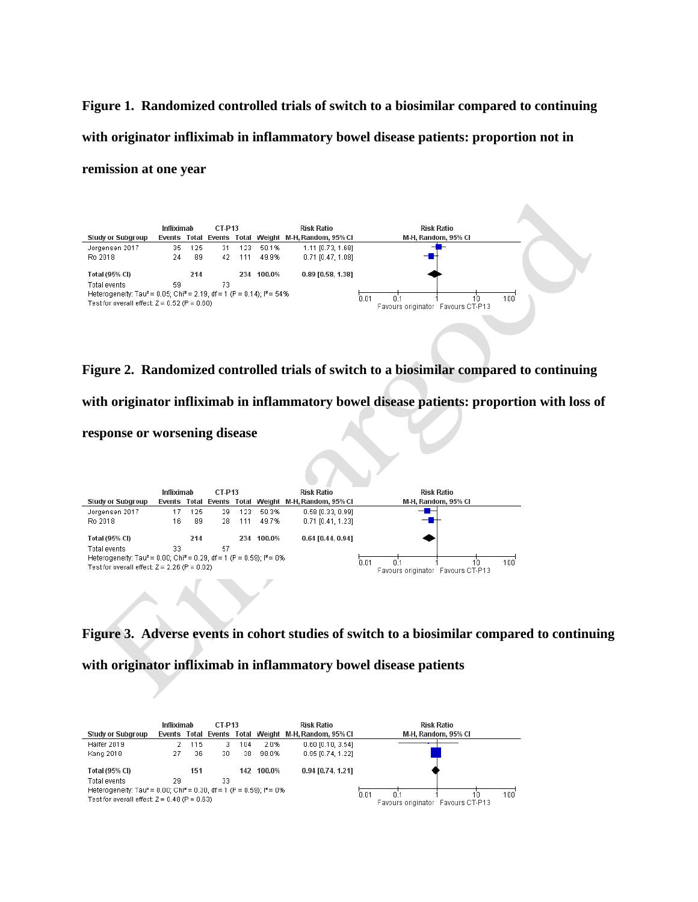**Figure 1. Randomized controlled trials of switch to a biosimilar compared to continuing with originator infliximab in inflammatory bowel disease patients: proportion not in remission at one year**

| Study or Subgroup | Infliximab Events | Infliximab Total | CT-P13 Events | CT-P13 Total | Weight | Risk Ratio M-H, Random, 95% CI |
|---|---|---|---|---|---|---|
| Jorgensen 2017 | 35 | 125 | 31 | 123 | 50.1% | 1.11 [0.73, 1.68] |
| Ro 2018 | 24 | 89 | 42 | 111 | 49.9% | 0.71 [0.47, 1.08] |
| **Total (95% CI)** | | **214** | | **234** | **100.0%** | **0.89 [0.58, 1.38]** |
| Total events | 59 | | 73 | | | |

Heterogeneity: Tau² = 0.05; Chi² = 2.19, df = 1 (P = 0.14); I² = 54%
Test for overall effect: Z = 0.52 (P = 0.60)

Favours originator / Favours CT-P13

**Figure 2. Randomized controlled trials of switch to a biosimilar compared to continuing with originator infliximab in inflammatory bowel disease patients: proportion with loss of response or worsening disease**

| Study or Subgroup | Infliximab Events | Infliximab Total | CT-P13 Events | CT-P13 Total | Weight | Risk Ratio M-H, Random, 95% CI |
|---|---|---|---|---|---|---|
| Jorgensen 2017 | 17 | 125 | 29 | 123 | 50.3% | 0.58 [0.33, 0.99] |
| Ro 2018 | 16 | 89 | 28 | 111 | 49.7% | 0.71 [0.41, 1.23] |
| **Total (95% CI)** | | **214** | | **234** | **100.0%** | **0.64 [0.44, 0.94]** |
| Total events | 33 | | 57 | | | |

Heterogeneity: Tau² = 0.00; Chi² = 0.29, df = 1 (P = 0.59); I² = 0%
Test for overall effect: Z = 2.26 (P = 0.02)

Favours originator / Favours CT-P13

**Figure 3. Adverse events in cohort studies of switch to a biosimilar compared to continuing with originator infliximab in inflammatory bowel disease patients**

| Study or Subgroup | Infliximab Events | Infliximab Total | CT-P13 Events | CT-P13 Total | Weight | Risk Ratio M-H, Random, 95% CI |
|---|---|---|---|---|---|---|
| Haifer 2019 | 2 | 115 | 3 | 104 | 2.0% | 0.60 [0.10, 3.54] |
| Kang 2018 | 27 | 36 | 30 | 38 | 98.0% | 0.95 [0.74, 1.22] |
| **Total (95% CI)** | | **151** | | **142** | **100.0%** | **0.94 [0.74, 1.21]** |
| Total events | 29 | | 33 | | | |

Heterogeneity: Tau² = 0.00; Chi² = 0.30, df = 1 (P = 0.59); I² = 0%
Test for overall effect: Z = 0.48 (P = 0.63)

Favours originator / Favours CT-P13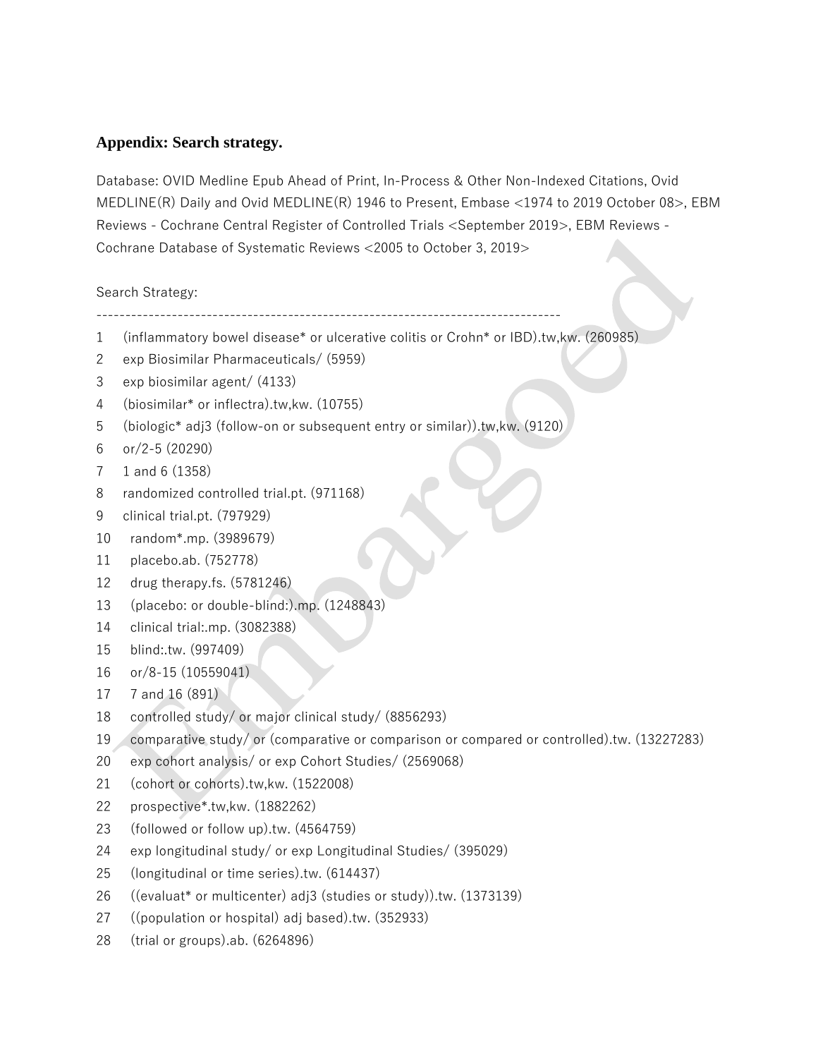## Appendix: Search strategy.

Database: OVID Medline Epub Ahead of Print, In-Process & Other Non-Indexed Citations, Ovid MEDLINE(R) Daily and Ovid MEDLINE(R) 1946 to Present, Embase <1974 to 2019 October 08>, EBM Reviews - Cochrane Central Register of Controlled Trials <September 2019>, EBM Reviews - Cochrane Database of Systematic Reviews <2005 to October 3, 2019>

Search Strategy:

```
--------------------------------------------------------------------------------
1     (inflammatory bowel disease* or ulcerative colitis or Crohn* or IBD).tw,kw. (260985)
2     exp Biosimilar Pharmaceuticals/ (5959)
3     exp biosimilar agent/ (4133)
4     (biosimilar* or inflectra).tw,kw. (10755)
5     (biologic* adj3 (follow-on or subsequent entry or similar)).tw,kw. (9120)
6     or/2-5 (20290)
7     1 and 6 (1358)
8     randomized controlled trial.pt. (971168)
9     clinical trial.pt. (797929)
10    random*.mp. (3989679)
11    placebo.ab. (752778)
12    drug therapy.fs. (5781246)
13    (placebo: or double-blind:).mp. (1248843)
14    clinical trial:.mp. (3082388)
15    blind:.tw. (997409)
16    or/8-15 (10559041)
17    7 and 16 (891)
18    controlled study/ or major clinical study/ (8856293)
19    comparative study/ or (comparative or comparison or compared or controlled).tw. (13227283)
20    exp cohort analysis/ or exp Cohort Studies/ (2569068)
21    (cohort or cohorts).tw,kw. (1522008)
22    prospective*.tw,kw. (1882262)
23    (followed or follow up).tw. (4564759)
24    exp longitudinal study/ or exp Longitudinal Studies/ (395029)
25    (longitudinal or time series).tw. (614437)
26    ((evaluat* or multicenter) adj3 (studies or study)).tw. (1373139)
27    ((population or hospital) adj based).tw. (352933)
28    (trial or groups).ab. (6264896)
```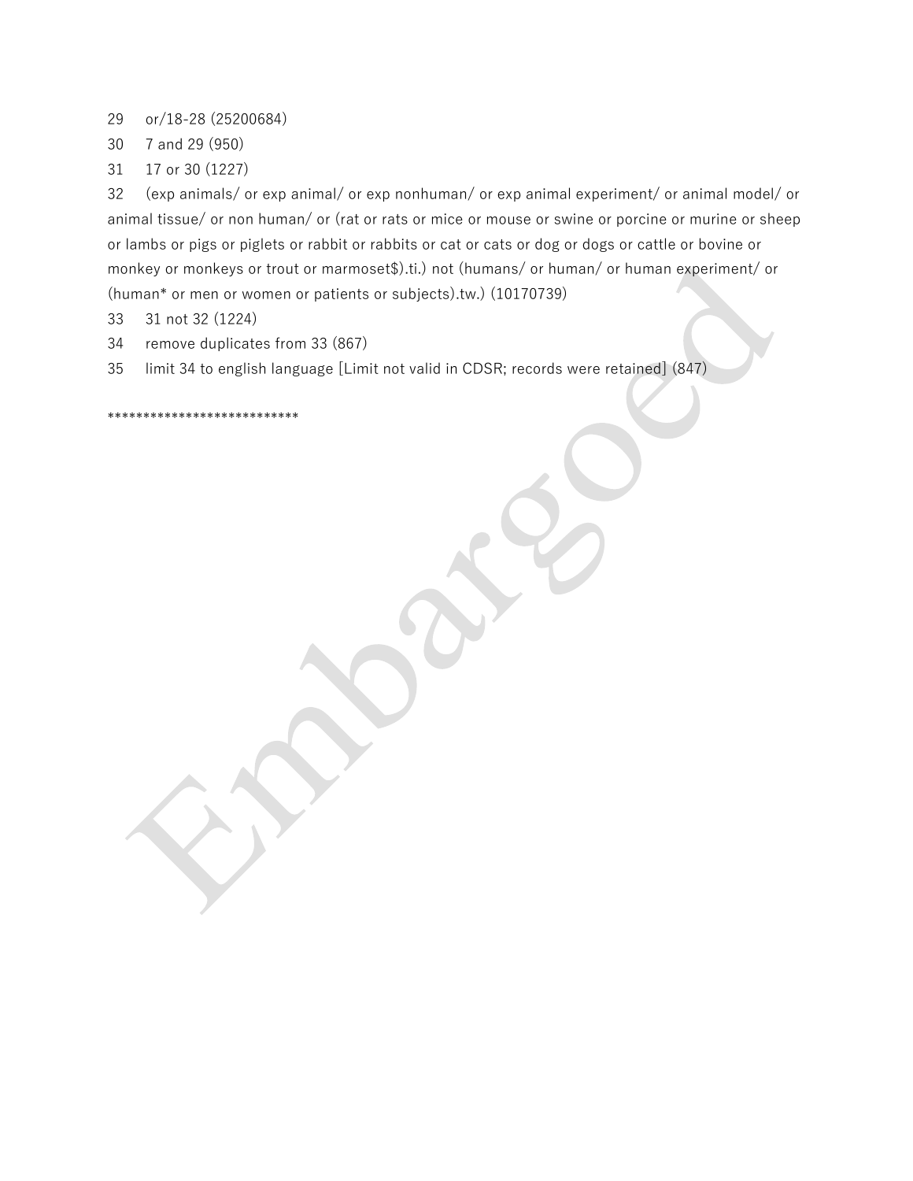29 or/18-28 (25200684)

30 7 and 29 (950)

31 17 or 30 (1227)

32 (exp animals/ or exp animal/ or exp nonhuman/ or exp animal experiment/ or animal model/ or animal tissue/ or non human/ or (rat or rats or mice or mouse or swine or porcine or murine or sheep or lambs or pigs or piglets or rabbit or rabbits or cat or cats or dog or dogs or cattle or bovine or monkey or monkeys or trout or marmoset$).ti.) not (humans/ or human/ or human experiment/ or (human* or men or women or patients or subjects).tw.) (10170739)

33 31 not 32 (1224)

34 remove duplicates from 33 (867)

35 limit 34 to english language [Limit not valid in CDSR; records were retained] (847)

***************************